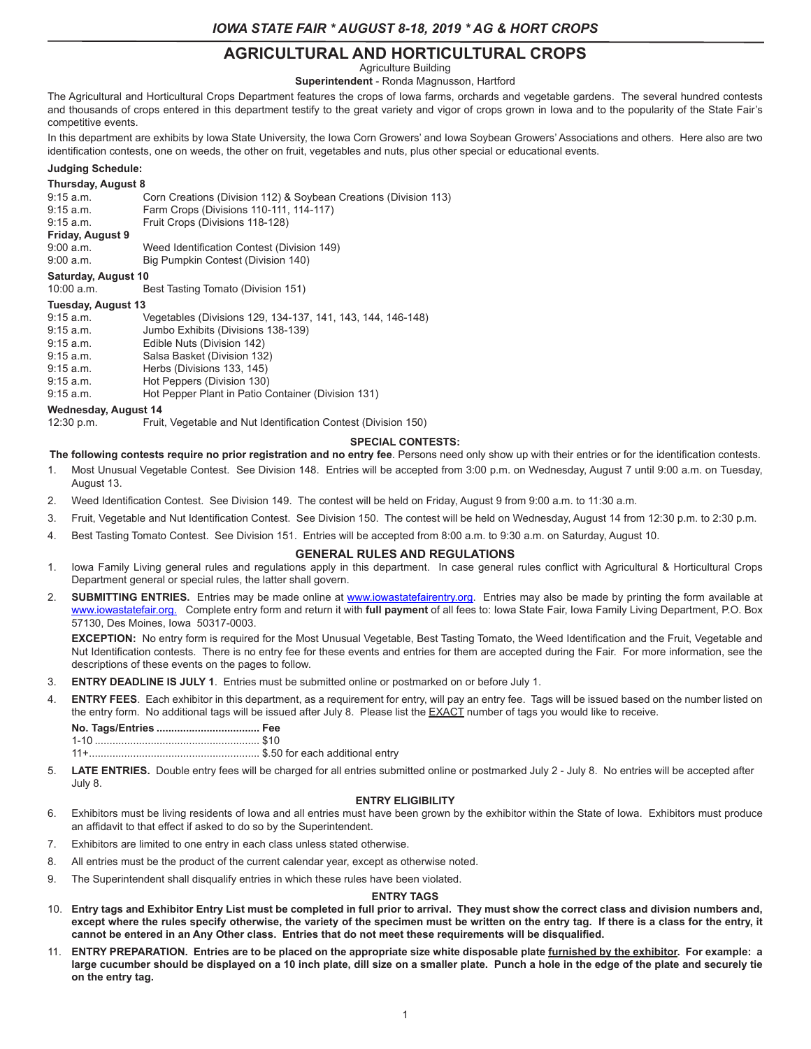# AGRICULTURAL AND HORTICULTURAL CROPS

Agriculture Building

**Superintendent** - Ronda Magnusson, Hartford

The Agricultural and Horticultural Crops Department features the crops of Iowa farms, orchards and vegetable gardens. The several hundred contests and thousands of crops entered in this department testify to the great variety and vigor of crops grown in Iowa and to the popularity of the State Fair's competitive events.

In this department are exhibits by Iowa State University, the Iowa Corn Growers' and Iowa Soybean Growers' Associations and others. Here also are two identification contests, one on weeds, the other on fruit, vegetables and nuts, plus other special or educational events.

**Judging Schedule:**

**Thursday, August 8**

| | |
|---|---|
| 9:15 a.m. | Corn Creations (Division 112) & Soybean Creations (Division 113) |
| 9:15 a.m. | Farm Crops (Divisions 110-111, 114-117) |
| 9:15 a.m. | Fruit Crops (Divisions 118-128) |

**Friday, August 9**

| | |
|---|---|
| 9:00 a.m. | Weed Identification Contest (Division 149) |
| 9:00 a.m. | Big Pumpkin Contest (Division 140) |

**Saturday, August 10**

| | |
|---|---|
| 10:00 a.m. | Best Tasting Tomato (Division 151) |

**Tuesday, August 13**

| | |
|---|---|
| 9:15 a.m. | Vegetables (Divisions 129, 134-137, 141, 143, 144, 146-148) |
| 9:15 a.m. | Jumbo Exhibits (Divisions 138-139) |
| 9:15 a.m. | Edible Nuts (Division 142) |
| 9:15 a.m. | Salsa Basket (Division 132) |
| 9:15 a.m. | Herbs (Divisions 133, 145) |
| 9:15 a.m. | Hot Peppers (Division 130) |
| 9:15 a.m. | Hot Pepper Plant in Patio Container (Division 131) |

**Wednesday, August 14**

| | |
|---|---|
| 12:30 p.m. | Fruit, Vegetable and Nut Identification Contest (Division 150) |

## SPECIAL CONTESTS:

**The following contests require no prior registration and no entry fee**. Persons need only show up with their entries or for the identification contests.

1. Most Unusual Vegetable Contest. See Division 148. Entries will be accepted from 3:00 p.m. on Wednesday, August 7 until 9:00 a.m. on Tuesday, August 13.
2. Weed Identification Contest. See Division 149. The contest will be held on Friday, August 9 from 9:00 a.m. to 11:30 a.m.
3. Fruit, Vegetable and Nut Identification Contest. See Division 150. The contest will be held on Wednesday, August 14 from 12:30 p.m. to 2:30 p.m.
4. Best Tasting Tomato Contest. See Division 151. Entries will be accepted from 8:00 a.m. to 9:30 a.m. on Saturday, August 10.

## GENERAL RULES AND REGULATIONS

1. Iowa Family Living general rules and regulations apply in this department. In case general rules conflict with Agricultural & Horticultural Crops Department general or special rules, the latter shall govern.
2. **SUBMITTING ENTRIES.** Entries may be made online at www.iowastatefairentry.org. Entries may also be made by printing the form available at www.iowastatefair.org. Complete entry form and return it with **full payment** of all fees to: Iowa State Fair, Iowa Family Living Department, P.O. Box 57130, Des Moines, Iowa 50317-0003.

   **EXCEPTION:** No entry form is required for the Most Unusual Vegetable, Best Tasting Tomato, the Weed Identification and the Fruit, Vegetable and Nut Identification contests. There is no entry fee for these events and entries for them are accepted during the Fair. For more information, see the descriptions of these events on the pages to follow.
3. **ENTRY DEADLINE IS JULY 1**. Entries must be submitted online or postmarked on or before July 1.
4. **ENTRY FEES**. Each exhibitor in this department, as a requirement for entry, will pay an entry fee. Tags will be issued based on the number listed on the entry form. No additional tags will be issued after July 8. Please list the EXACT number of tags you would like to receive.

   | No. Tags/Entries | Fee |
   |---|---|
   | 1-10 | $10 |
   | 11+ | $.50 for each additional entry |
5. **LATE ENTRIES.** Double entry fees will be charged for all entries submitted online or postmarked July 2 - July 8. No entries will be accepted after July 8.

### ENTRY ELIGIBILITY

6. Exhibitors must be living residents of Iowa and all entries must have been grown by the exhibitor within the State of Iowa. Exhibitors must produce an affidavit to that effect if asked to do so by the Superintendent.
7. Exhibitors are limited to one entry in each class unless stated otherwise.
8. All entries must be the product of the current calendar year, except as otherwise noted.
9. The Superintendent shall disqualify entries in which these rules have been violated.

### ENTRY TAGS

10. **Entry tags and Exhibitor Entry List must be completed in full prior to arrival. They must show the correct class and division numbers and, except where the rules specify otherwise, the variety of the specimen must be written on the entry tag. If there is a class for the entry, it cannot be entered in an Any Other class. Entries that do not meet these requirements will be disqualified.**
11. **ENTRY PREPARATION. Entries are to be placed on the appropriate size white disposable plate furnished by the exhibitor. For example: a large cucumber should be displayed on a 10 inch plate, dill size on a smaller plate. Punch a hole in the edge of the plate and securely tie on the entry tag.**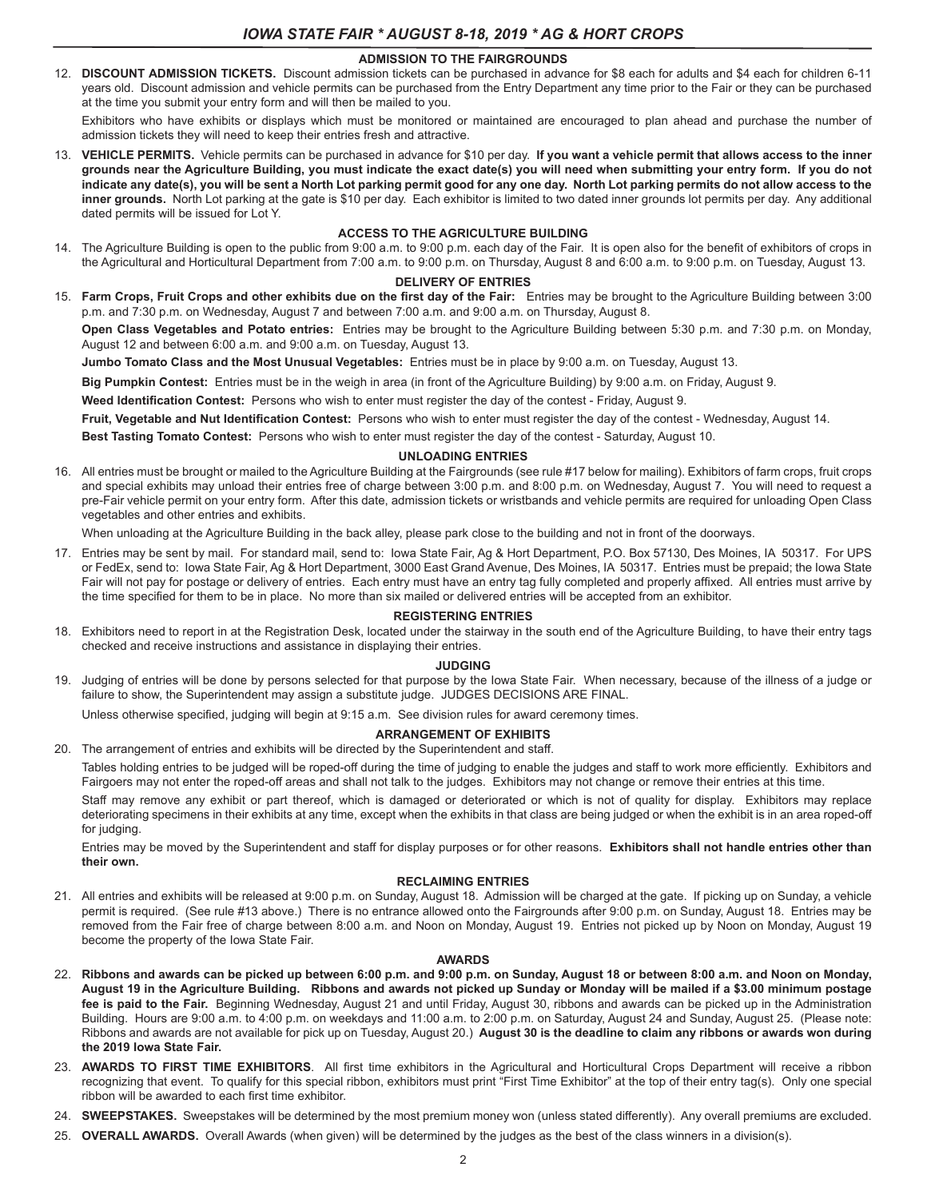## ADMISSION TO THE FAIRGROUNDS

12. **DISCOUNT ADMISSION TICKETS.** Discount admission tickets can be purchased in advance for $8 each for adults and $4 each for children 6-11 years old. Discount admission and vehicle permits can be purchased from the Entry Department any time prior to the Fair or they can be purchased at the time you submit your entry form and will then be mailed to you.

    Exhibitors who have exhibits or displays which must be monitored or maintained are encouraged to plan ahead and purchase the number of admission tickets they will need to keep their entries fresh and attractive.

13. **VEHICLE PERMITS.** Vehicle permits can be purchased in advance for $10 per day. **If you want a vehicle permit that allows access to the inner grounds near the Agriculture Building, you must indicate the exact date(s) you will need when submitting your entry form. If you do not indicate any date(s), you will be sent a North Lot parking permit good for any one day. North Lot parking permits do not allow access to the inner grounds.** North Lot parking at the gate is $10 per day. Each exhibitor is limited to two dated inner grounds lot permits per day. Any additional dated permits will be issued for Lot Y.

## ACCESS TO THE AGRICULTURE BUILDING

14. The Agriculture Building is open to the public from 9:00 a.m. to 9:00 p.m. each day of the Fair. It is open also for the benefit of exhibitors of crops in the Agricultural and Horticultural Department from 7:00 a.m. to 9:00 p.m. on Thursday, August 8 and 6:00 a.m. to 9:00 p.m. on Tuesday, August 13.

## DELIVERY OF ENTRIES

15. **Farm Crops, Fruit Crops and other exhibits due on the first day of the Fair:** Entries may be brought to the Agriculture Building between 3:00 p.m. and 7:30 p.m. on Wednesday, August 7 and between 7:00 a.m. and 9:00 a.m. on Thursday, August 8.

    **Open Class Vegetables and Potato entries:** Entries may be brought to the Agriculture Building between 5:30 p.m. and 7:30 p.m. on Monday, August 12 and between 6:00 a.m. and 9:00 a.m. on Tuesday, August 13.

    **Jumbo Tomato Class and the Most Unusual Vegetables:** Entries must be in place by 9:00 a.m. on Tuesday, August 13.

    **Big Pumpkin Contest:** Entries must be in the weigh in area (in front of the Agriculture Building) by 9:00 a.m. on Friday, August 9.

    **Weed Identification Contest:** Persons who wish to enter must register the day of the contest - Friday, August 9.

    **Fruit, Vegetable and Nut Identification Contest:** Persons who wish to enter must register the day of the contest - Wednesday, August 14.

    **Best Tasting Tomato Contest:** Persons who wish to enter must register the day of the contest - Saturday, August 10.

## UNLOADING ENTRIES

16. All entries must be brought or mailed to the Agriculture Building at the Fairgrounds (see rule #17 below for mailing). Exhibitors of farm crops, fruit crops and special exhibits may unload their entries free of charge between 3:00 p.m. and 8:00 p.m. on Wednesday, August 7. You will need to request a pre-Fair vehicle permit on your entry form. After this date, admission tickets or wristbands and vehicle permits are required for unloading Open Class vegetables and other entries and exhibits.

    When unloading at the Agriculture Building in the back alley, please park close to the building and not in front of the doorways.

17. Entries may be sent by mail. For standard mail, send to: Iowa State Fair, Ag & Hort Department, P.O. Box 57130, Des Moines, IA 50317. For UPS or FedEx, send to: Iowa State Fair, Ag & Hort Department, 3000 East Grand Avenue, Des Moines, IA 50317. Entries must be prepaid; the Iowa State Fair will not pay for postage or delivery of entries. Each entry must have an entry tag fully completed and properly affixed. All entries must arrive by the time specified for them to be in place. No more than six mailed or delivered entries will be accepted from an exhibitor.

## REGISTERING ENTRIES

18. Exhibitors need to report in at the Registration Desk, located under the stairway in the south end of the Agriculture Building, to have their entry tags checked and receive instructions and assistance in displaying their entries.

## JUDGING

19. Judging of entries will be done by persons selected for that purpose by the Iowa State Fair. When necessary, because of the illness of a judge or failure to show, the Superintendent may assign a substitute judge. JUDGES DECISIONS ARE FINAL.

    Unless otherwise specified, judging will begin at 9:15 a.m. See division rules for award ceremony times.

## ARRANGEMENT OF EXHIBITS

20. The arrangement of entries and exhibits will be directed by the Superintendent and staff.

    Tables holding entries to be judged will be roped-off during the time of judging to enable the judges and staff to work more efficiently. Exhibitors and Fairgoers may not enter the roped-off areas and shall not talk to the judges. Exhibitors may not change or remove their entries at this time.

    Staff may remove any exhibit or part thereof, which is damaged or deteriorated or which is not of quality for display. Exhibitors may replace deteriorating specimens in their exhibits at any time, except when the exhibits in that class are being judged or when the exhibit is in an area roped-off for judging.

    Entries may be moved by the Superintendent and staff for display purposes or for other reasons. **Exhibitors shall not handle entries other than their own.**

## RECLAIMING ENTRIES

21. All entries and exhibits will be released at 9:00 p.m. on Sunday, August 18. Admission will be charged at the gate. If picking up on Sunday, a vehicle permit is required. (See rule #13 above.) There is no entrance allowed onto the Fairgrounds after 9:00 p.m. on Sunday, August 18. Entries may be removed from the Fair free of charge between 8:00 a.m. and Noon on Monday, August 19. Entries not picked up by Noon on Monday, August 19 become the property of the Iowa State Fair.

## AWARDS

22. **Ribbons and awards can be picked up between 6:00 p.m. and 9:00 p.m. on Sunday, August 18 or between 8:00 a.m. and Noon on Monday, August 19 in the Agriculture Building. Ribbons and awards not picked up Sunday or Monday will be mailed if a $3.00 minimum postage fee is paid to the Fair.** Beginning Wednesday, August 21 and until Friday, August 30, ribbons and awards can be picked up in the Administration Building. Hours are 9:00 a.m. to 4:00 p.m. on weekdays and 11:00 a.m. to 2:00 p.m. on Saturday, August 24 and Sunday, August 25. (Please note: Ribbons and awards are not available for pick up on Tuesday, August 20.) **August 30 is the deadline to claim any ribbons or awards won during the 2019 Iowa State Fair.**

23. **AWARDS TO FIRST TIME EXHIBITORS**. All first time exhibitors in the Agricultural and Horticultural Crops Department will receive a ribbon recognizing that event. To qualify for this special ribbon, exhibitors must print "First Time Exhibitor" at the top of their entry tag(s). Only one special ribbon will be awarded to each first time exhibitor.

24. **SWEEPSTAKES.** Sweepstakes will be determined by the most premium money won (unless stated differently). Any overall premiums are excluded.

25. **OVERALL AWARDS.** Overall Awards (when given) will be determined by the judges as the best of the class winners in a division(s).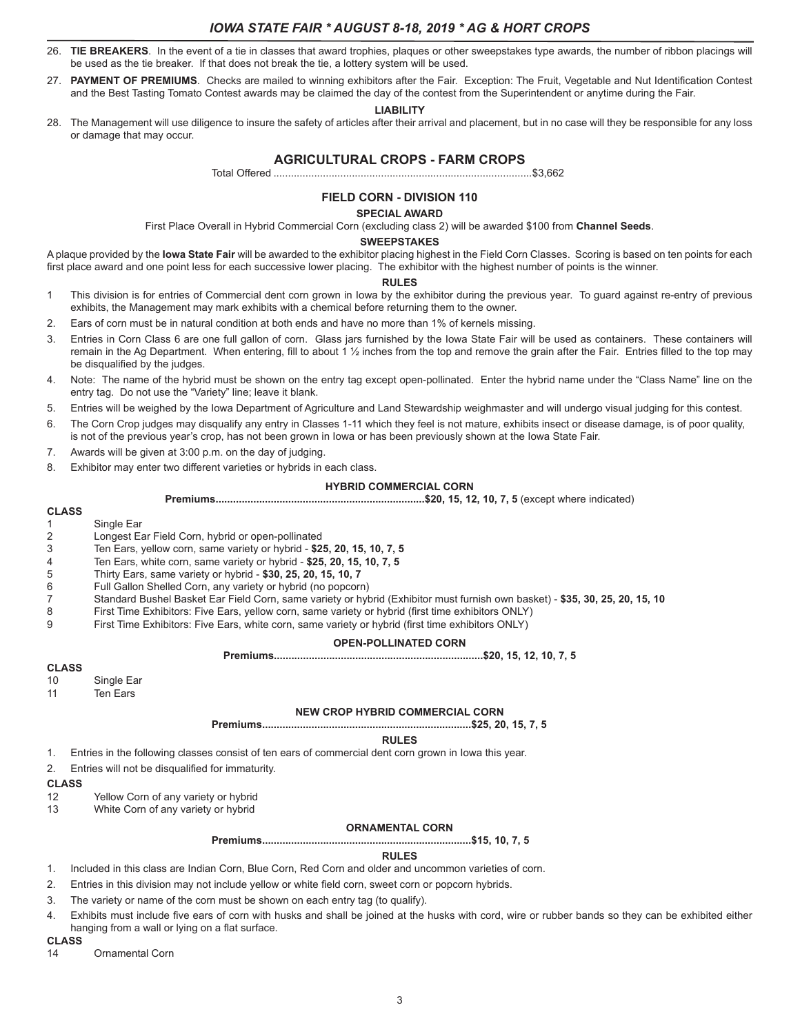26. **TIE BREAKERS**. In the event of a tie in classes that award trophies, plaques or other sweepstakes type awards, the number of ribbon placings will be used as the tie breaker. If that does not break the tie, a lottery system will be used.
27. **PAYMENT OF PREMIUMS**. Checks are mailed to winning exhibitors after the Fair. Exception: The Fruit, Vegetable and Nut Identification Contest and the Best Tasting Tomato Contest awards may be claimed the day of the contest from the Superintendent or anytime during the Fair.

**LIABILITY**

28. The Management will use diligence to insure the safety of articles after their arrival and placement, but in no case will they be responsible for any loss or damage that may occur.

## AGRICULTURAL CROPS - FARM CROPS

Total Offered ........................................................................................$3,662

### FIELD CORN - DIVISION 110

**SPECIAL AWARD**

First Place Overall in Hybrid Commercial Corn (excluding class 2) will be awarded $100 from **Channel Seeds**.

**SWEEPSTAKES**

A plaque provided by the **Iowa State Fair** will be awarded to the exhibitor placing highest in the Field Corn Classes. Scoring is based on ten points for each first place award and one point less for each successive lower placing. The exhibitor with the highest number of points is the winner.

**RULES**

1. This division is for entries of Commercial dent corn grown in Iowa by the exhibitor during the previous year. To guard against re-entry of previous exhibits, the Management may mark exhibits with a chemical before returning them to the owner.
2. Ears of corn must be in natural condition at both ends and have no more than 1% of kernels missing.
3. Entries in Corn Class 6 are one full gallon of corn. Glass jars furnished by the Iowa State Fair will be used as containers. These containers will remain in the Ag Department. When entering, fill to about 1 ½ inches from the top and remove the grain after the Fair. Entries filled to the top may be disqualified by the judges.
4. Note: The name of the hybrid must be shown on the entry tag except open-pollinated. Enter the hybrid name under the "Class Name" line on the entry tag. Do not use the "Variety" line; leave it blank.
5. Entries will be weighed by the Iowa Department of Agriculture and Land Stewardship weighmaster and will undergo visual judging for this contest.
6. The Corn Crop judges may disqualify any entry in Classes 1-11 which they feel is not mature, exhibits insect or disease damage, is of poor quality, is not of the previous year's crop, has not been grown in Iowa or has been previously shown at the Iowa State Fair.
7. Awards will be given at 3:00 p.m. on the day of judging.
8. Exhibitor may enter two different varieties or hybrids in each class.

**HYBRID COMMERCIAL CORN**

**Premiums.......................................................................$20, 15, 12, 10, 7, 5** (except where indicated)

**CLASS**

1 Single Ear
2 Longest Ear Field Corn, hybrid or open-pollinated
3 Ten Ears, yellow corn, same variety or hybrid - **$25, 20, 15, 10, 7, 5**
4 Ten Ears, white corn, same variety or hybrid - **$25, 20, 15, 10, 7, 5**
5 Thirty Ears, same variety or hybrid - **$30, 25, 20, 15, 10, 7**
6 Full Gallon Shelled Corn, any variety or hybrid (no popcorn)
7 Standard Bushel Basket Ear Field Corn, same variety or hybrid (Exhibitor must furnish own basket) - **$35, 30, 25, 20, 15, 10**
8 First Time Exhibitors: Five Ears, yellow corn, same variety or hybrid (first time exhibitors ONLY)
9 First Time Exhibitors: Five Ears, white corn, same variety or hybrid (first time exhibitors ONLY)

**OPEN-POLLINATED CORN**

**Premiums.......................................................................$20, 15, 12, 10, 7, 5**

**CLASS**

10 Single Ear
11 Ten Ears

**NEW CROP HYBRID COMMERCIAL CORN**

**Premiums.......................................................................$25, 20, 15, 7, 5**

**RULES**

1. Entries in the following classes consist of ten ears of commercial dent corn grown in Iowa this year.
2. Entries will not be disqualified for immaturity.

**CLASS**

12 Yellow Corn of any variety or hybrid
13 White Corn of any variety or hybrid

**ORNAMENTAL CORN**

**Premiums.......................................................................$15, 10, 7, 5**

**RULES**

1. Included in this class are Indian Corn, Blue Corn, Red Corn and older and uncommon varieties of corn.
2. Entries in this division may not include yellow or white field corn, sweet corn or popcorn hybrids.
3. The variety or name of the corn must be shown on each entry tag (to qualify).
4. Exhibits must include five ears of corn with husks and shall be joined at the husks with cord, wire or rubber bands so they can be exhibited either hanging from a wall or lying on a flat surface.

**CLASS**

14 Ornamental Corn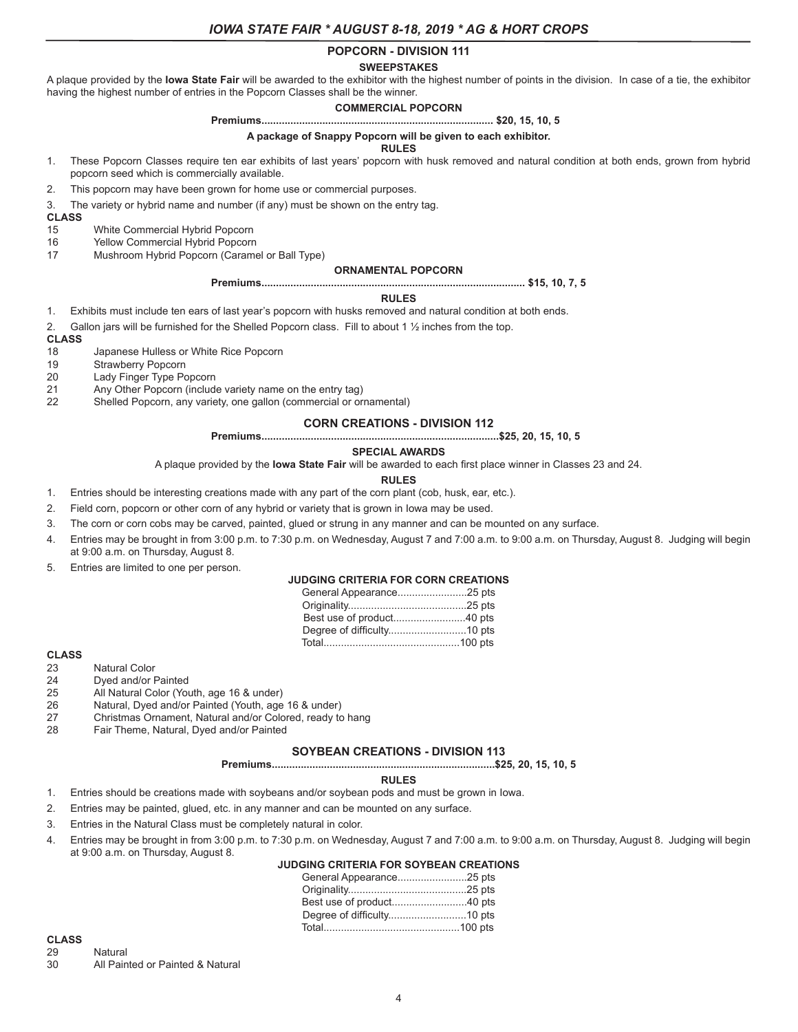## POPCORN - DIVISION 111

### SWEEPSTAKES

A plaque provided by the **Iowa State Fair** will be awarded to the exhibitor with the highest number of points in the division. In case of a tie, the exhibitor having the highest number of entries in the Popcorn Classes shall be the winner.

### COMMERCIAL POPCORN

**Premiums............................................................................. $20, 15, 10, 5**

**A package of Snappy Popcorn will be given to each exhibitor.**

**RULES**

1. These Popcorn Classes require ten ear exhibits of last years' popcorn with husk removed and natural condition at both ends, grown from hybrid popcorn seed which is commercially available.
2. This popcorn may have been grown for home use or commercial purposes.
3. The variety or hybrid name and number (if any) must be shown on the entry tag.

**CLASS**

15 White Commercial Hybrid Popcorn
16 Yellow Commercial Hybrid Popcorn
17 Mushroom Hybrid Popcorn (Caramel or Ball Type)

### ORNAMENTAL POPCORN

**Premiums......................................................................................... $15, 10, 7, 5**

**RULES**

1. Exhibits must include ten ears of last year's popcorn with husks removed and natural condition at both ends.
2. Gallon jars will be furnished for the Shelled Popcorn class. Fill to about 1 ½ inches from the top.

**CLASS**

18 Japanese Hulless or White Rice Popcorn
19 Strawberry Popcorn
20 Lady Finger Type Popcorn
21 Any Other Popcorn (include variety name on the entry tag)
22 Shelled Popcorn, any variety, one gallon (commercial or ornamental)

## CORN CREATIONS - DIVISION 112

**Premiums................................................................................$25, 20, 15, 10, 5**

### SPECIAL AWARDS

A plaque provided by the **Iowa State Fair** will be awarded to each first place winner in Classes 23 and 24.

**RULES**

1. Entries should be interesting creations made with any part of the corn plant (cob, husk, ear, etc.).
2. Field corn, popcorn or other corn of any hybrid or variety that is grown in Iowa may be used.
3. The corn or corn cobs may be carved, painted, glued or strung in any manner and can be mounted on any surface.
4. Entries may be brought in from 3:00 p.m. to 7:30 p.m. on Wednesday, August 7 and 7:00 a.m. to 9:00 a.m. on Thursday, August 8. Judging will begin at 9:00 a.m. on Thursday, August 8.
5. Entries are limited to one per person.

**JUDGING CRITERIA FOR CORN CREATIONS**

| Criteria | Points |
|---|---|
| General Appearance | 25 pts |
| Originality | 25 pts |
| Best use of product | 40 pts |
| Degree of difficulty | 10 pts |
| Total | 100 pts |

**CLASS**

23 Natural Color
24 Dyed and/or Painted
25 All Natural Color (Youth, age 16 & under)
26 Natural, Dyed and/or Painted (Youth, age 16 & under)
27 Christmas Ornament, Natural and/or Colored, ready to hang
28 Fair Theme, Natural, Dyed and/or Painted

## SOYBEAN CREATIONS - DIVISION 113

**Premiums...........................................................................$25, 20, 15, 10, 5**

**RULES**

1. Entries should be creations made with soybeans and/or soybean pods and must be grown in Iowa.
2. Entries may be painted, glued, etc. in any manner and can be mounted on any surface.
3. Entries in the Natural Class must be completely natural in color.
4. Entries may be brought in from 3:00 p.m. to 7:30 p.m. on Wednesday, August 7 and 7:00 a.m. to 9:00 a.m. on Thursday, August 8. Judging will begin at 9:00 a.m. on Thursday, August 8.

**JUDGING CRITERIA FOR SOYBEAN CREATIONS**

| Criteria | Points |
|---|---|
| General Appearance | 25 pts |
| Originality | 25 pts |
| Best use of product | 40 pts |
| Degree of difficulty | 10 pts |
| Total | 100 pts |

**CLASS**

29 Natural
30 All Painted or Painted & Natural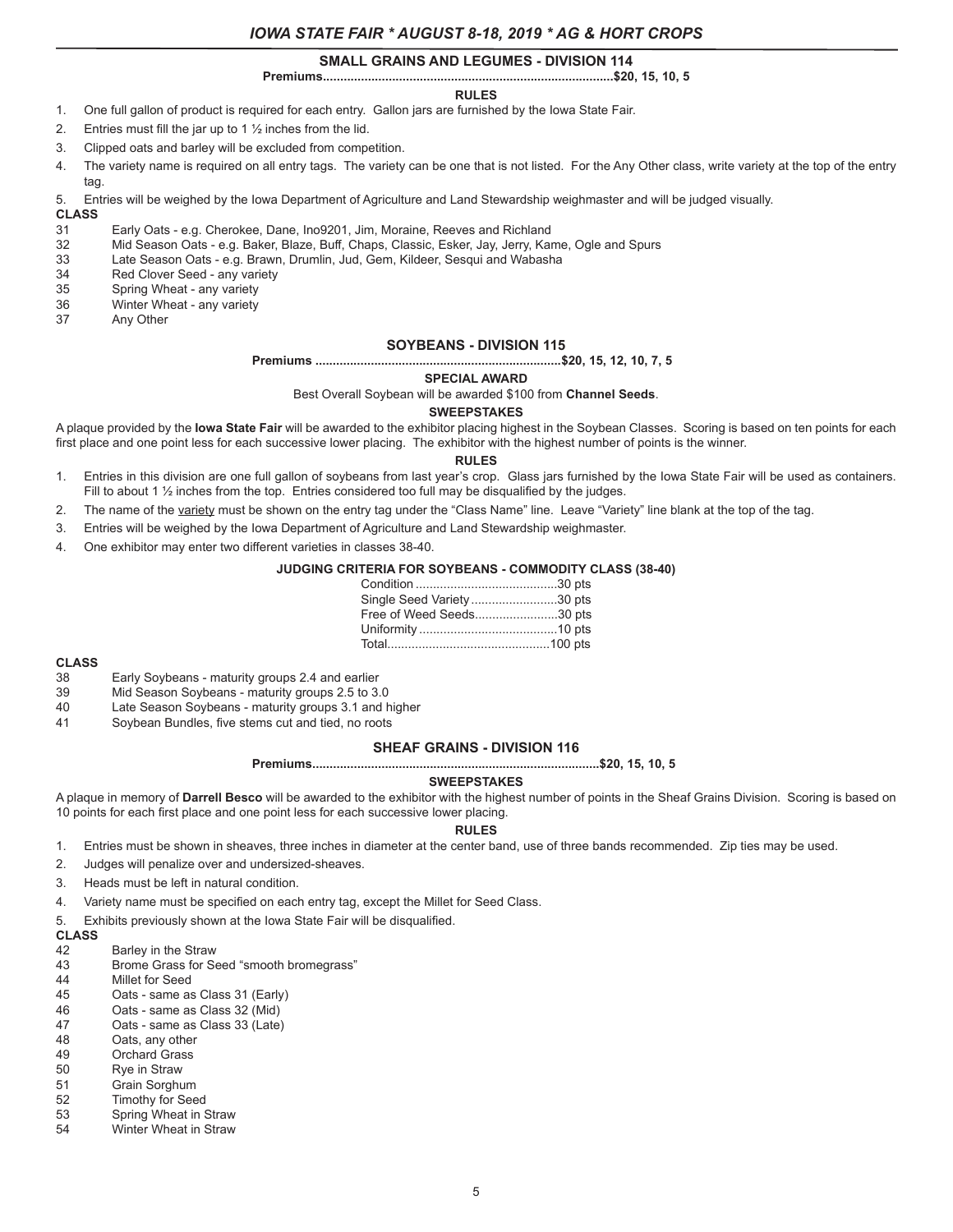## SMALL GRAINS AND LEGUMES - DIVISION 114

**Premiums..................................................................................$20, 15, 10, 5**

**RULES**

1. One full gallon of product is required for each entry. Gallon jars are furnished by the Iowa State Fair.
2. Entries must fill the jar up to 1 ½ inches from the lid.
3. Clipped oats and barley will be excluded from competition.
4. The variety name is required on all entry tags. The variety can be one that is not listed. For the Any Other class, write variety at the top of the entry tag.
5. Entries will be weighed by the Iowa Department of Agriculture and Land Stewardship weighmaster and will be judged visually.

**CLASS**

31 Early Oats - e.g. Cherokee, Dane, Ino9201, Jim, Moraine, Reeves and Richland
32 Mid Season Oats - e.g. Baker, Blaze, Buff, Chaps, Classic, Esker, Jay, Jerry, Kame, Ogle and Spurs
33 Late Season Oats - e.g. Brawn, Drumlin, Jud, Gem, Kildeer, Sesqui and Wabasha
34 Red Clover Seed - any variety
35 Spring Wheat - any variety
36 Winter Wheat - any variety
37 Any Other

## SOYBEANS - DIVISION 115

**Premiums .....................................................................$20, 15, 12, 10, 7, 5**

**SPECIAL AWARD**

Best Overall Soybean will be awarded $100 from **Channel Seeds**.

**SWEEPSTAKES**

A plaque provided by the **Iowa State Fair** will be awarded to the exhibitor placing highest in the Soybean Classes. Scoring is based on ten points for each first place and one point less for each successive lower placing. The exhibitor with the highest number of points is the winner.

**RULES**

1. Entries in this division are one full gallon of soybeans from last year's crop. Glass jars furnished by the Iowa State Fair will be used as containers. Fill to about 1 ½ inches from the top. Entries considered too full may be disqualified by the judges.
2. The name of the variety must be shown on the entry tag under the "Class Name" line. Leave "Variety" line blank at the top of the tag.
3. Entries will be weighed by the Iowa Department of Agriculture and Land Stewardship weighmaster.
4. One exhibitor may enter two different varieties in classes 38-40.

**JUDGING CRITERIA FOR SOYBEANS - COMMODITY CLASS (38-40)**

| Criteria | Points |
|---|---|
| Condition | 30 pts |
| Single Seed Variety | 30 pts |
| Free of Weed Seeds | 30 pts |
| Uniformity | 10 pts |
| Total | 100 pts |

**CLASS**

38 Early Soybeans - maturity groups 2.4 and earlier
39 Mid Season Soybeans - maturity groups 2.5 to 3.0
40 Late Season Soybeans - maturity groups 3.1 and higher
41 Soybean Bundles, five stems cut and tied, no roots

## SHEAF GRAINS - DIVISION 116

**Premiums..................................................................................$20, 15, 10, 5**

**SWEEPSTAKES**

A plaque in memory of **Darrell Besco** will be awarded to the exhibitor with the highest number of points in the Sheaf Grains Division. Scoring is based on 10 points for each first place and one point less for each successive lower placing.

**RULES**

1. Entries must be shown in sheaves, three inches in diameter at the center band, use of three bands recommended. Zip ties may be used.
2. Judges will penalize over and undersized-sheaves.
3. Heads must be left in natural condition.
4. Variety name must be specified on each entry tag, except the Millet for Seed Class.
5. Exhibits previously shown at the Iowa State Fair will be disqualified.

**CLASS**

42 Barley in the Straw
43 Brome Grass for Seed "smooth bromegrass"
44 Millet for Seed
45 Oats - same as Class 31 (Early)
46 Oats - same as Class 32 (Mid)
47 Oats - same as Class 33 (Late)
48 Oats, any other
49 Orchard Grass
50 Rye in Straw
51 Grain Sorghum
52 Timothy for Seed
53 Spring Wheat in Straw
54 Winter Wheat in Straw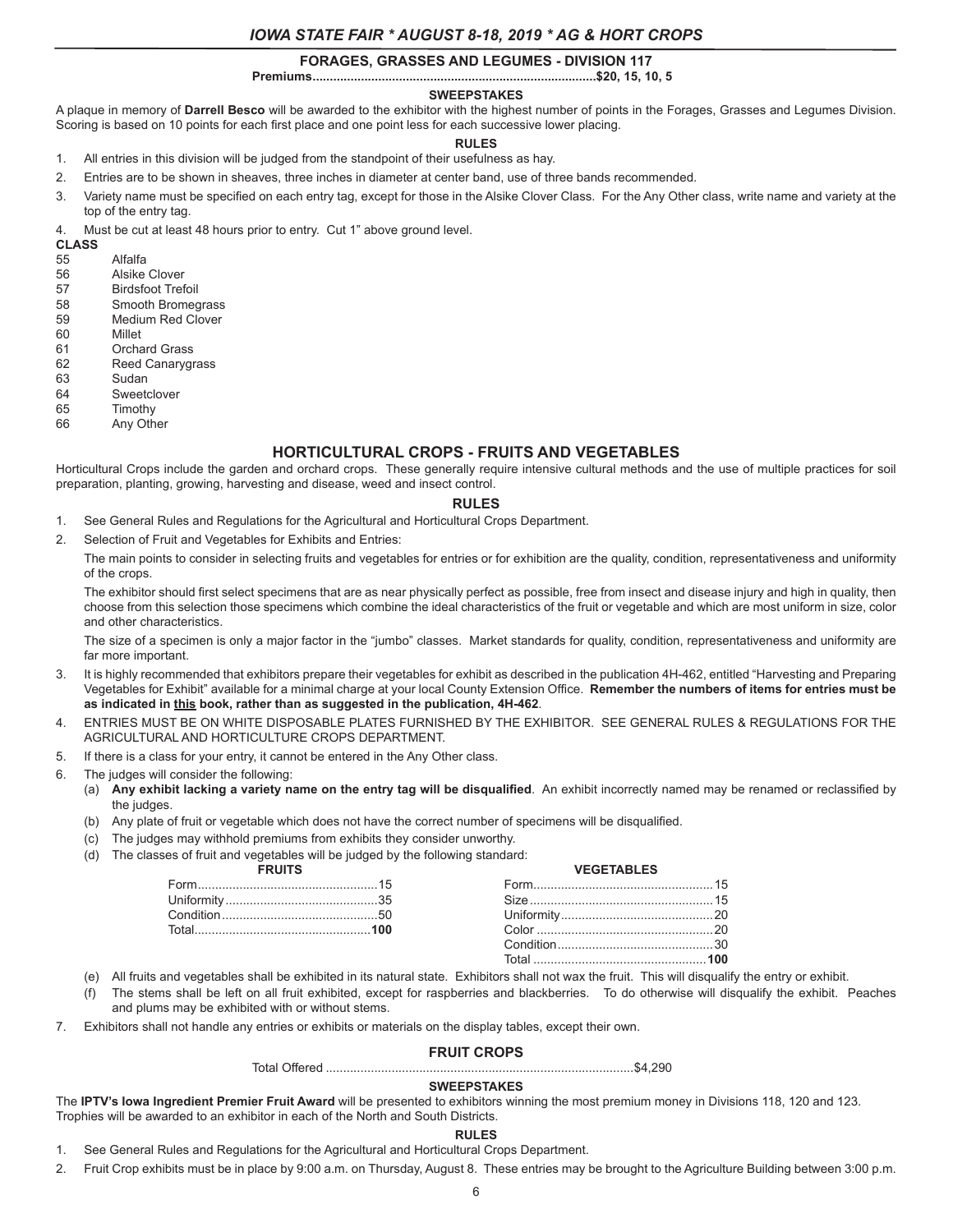## FORAGES, GRASSES AND LEGUMES - DIVISION 117

**Premiums..................................................................................$20, 15, 10, 5**

### SWEEPSTAKES

A plaque in memory of **Darrell Besco** will be awarded to the exhibitor with the highest number of points in the Forages, Grasses and Legumes Division. Scoring is based on 10 points for each first place and one point less for each successive lower placing.

### RULES

1. All entries in this division will be judged from the standpoint of their usefulness as hay.
2. Entries are to be shown in sheaves, three inches in diameter at center band, use of three bands recommended.
3. Variety name must be specified on each entry tag, except for those in the Alsike Clover Class. For the Any Other class, write name and variety at the top of the entry tag.
4. Must be cut at least 48 hours prior to entry. Cut 1" above ground level.

**CLASS**

| | |
|---|---|
| 55 | Alfalfa |
| 56 | Alsike Clover |
| 57 | Birdsfoot Trefoil |
| 58 | Smooth Bromegrass |
| 59 | Medium Red Clover |
| 60 | Millet |
| 61 | Orchard Grass |
| 62 | Reed Canarygrass |
| 63 | Sudan |
| 64 | Sweetclover |
| 65 | Timothy |
| 66 | Any Other |

## HORTICULTURAL CROPS - FRUITS AND VEGETABLES

Horticultural Crops include the garden and orchard crops. These generally require intensive cultural methods and the use of multiple practices for soil preparation, planting, growing, harvesting and disease, weed and insect control.

### RULES

1. See General Rules and Regulations for the Agricultural and Horticultural Crops Department.
2. Selection of Fruit and Vegetables for Exhibits and Entries:

   The main points to consider in selecting fruits and vegetables for entries or for exhibition are the quality, condition, representativeness and uniformity of the crops.

   The exhibitor should first select specimens that are as near physically perfect as possible, free from insect and disease injury and high in quality, then choose from this selection those specimens which combine the ideal characteristics of the fruit or vegetable and which are most uniform in size, color and other characteristics.

   The size of a specimen is only a major factor in the "jumbo" classes. Market standards for quality, condition, representativeness and uniformity are far more important.
3. It is highly recommended that exhibitors prepare their vegetables for exhibit as described in the publication 4H-462, entitled "Harvesting and Preparing Vegetables for Exhibit" available for a minimal charge at your local County Extension Office. **Remember the numbers of items for entries must be as indicated in <u>this</u> book, rather than as suggested in the publication, 4H-462**.
4. ENTRIES MUST BE ON WHITE DISPOSABLE PLATES FURNISHED BY THE EXHIBITOR. SEE GENERAL RULES & REGULATIONS FOR THE AGRICULTURAL AND HORTICULTURE CROPS DEPARTMENT.
5. If there is a class for your entry, it cannot be entered in the Any Other class.
6. The judges will consider the following:
   (a) **Any exhibit lacking a variety name on the entry tag will be disqualified**. An exhibit incorrectly named may be renamed or reclassified by the judges.
   (b) Any plate of fruit or vegetable which does not have the correct number of specimens will be disqualified.
   (c) The judges may withhold premiums from exhibits they consider unworthy.
   (d) The classes of fruit and vegetables will be judged by the following standard:

| FRUITS | | VEGETABLES | |
|---|---|---|---|
| Form | 15 | Form | 15 |
| Uniformity | 35 | Size | 15 |
| Condition | 50 | Uniformity | 20 |
| Total | **100** | Color | 20 |
| | | Condition | 30 |
| | | Total | **100** |

   (e) All fruits and vegetables shall be exhibited in its natural state. Exhibitors shall not wax the fruit. This will disqualify the entry or exhibit.
   (f) The stems shall be left on all fruit exhibited, except for raspberries and blackberries. To do otherwise will disqualify the exhibit. Peaches and plums may be exhibited with or without stems.
7. Exhibitors shall not handle any entries or exhibits or materials on the display tables, except their own.

## FRUIT CROPS

Total Offered ........................................................................................$4,290

### SWEEPSTAKES

The **IPTV's Iowa Ingredient Premier Fruit Award** will be presented to exhibitors winning the most premium money in Divisions 118, 120 and 123. Trophies will be awarded to an exhibitor in each of the North and South Districts.

### RULES

1. See General Rules and Regulations for the Agricultural and Horticultural Crops Department.
2. Fruit Crop exhibits must be in place by 9:00 a.m. on Thursday, August 8. These entries may be brought to the Agriculture Building between 3:00 p.m.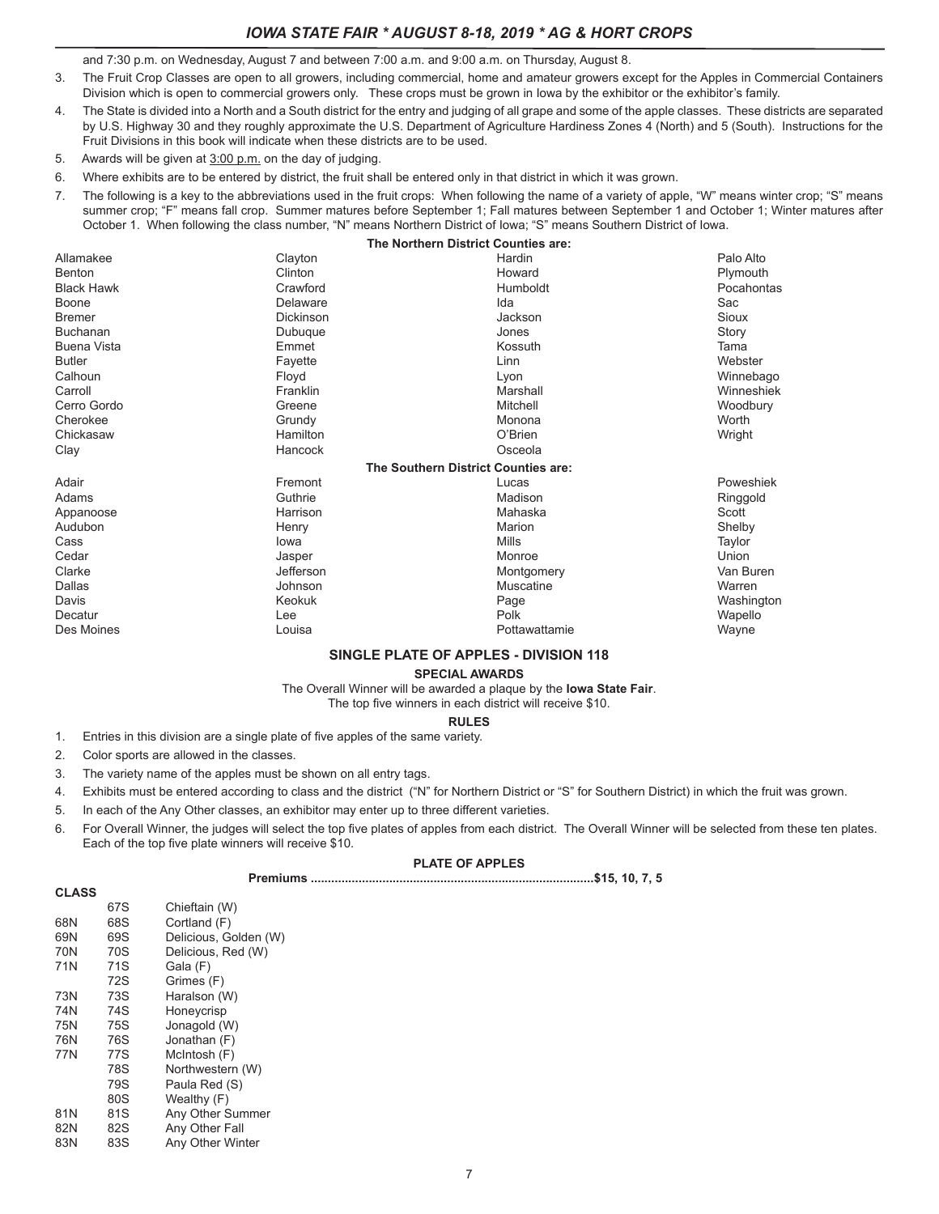and 7:30 p.m. on Wednesday, August 7 and between 7:00 a.m. and 9:00 a.m. on Thursday, August 8.

3. The Fruit Crop Classes are open to all growers, including commercial, home and amateur growers except for the Apples in Commercial Containers Division which is open to commercial growers only. These crops must be grown in Iowa by the exhibitor or the exhibitor's family.
4. The State is divided into a North and a South district for the entry and judging of all grape and some of the apple classes. These districts are separated by U.S. Highway 30 and they roughly approximate the U.S. Department of Agriculture Hardiness Zones 4 (North) and 5 (South). Instructions for the Fruit Divisions in this book will indicate when these districts are to be used.
5. Awards will be given at 3:00 p.m. on the day of judging.
6. Where exhibits are to be entered by district, the fruit shall be entered only in that district in which it was grown.
7. The following is a key to the abbreviations used in the fruit crops: When following the name of a variety of apple, "W" means winter crop; "S" means summer crop; "F" means fall crop. Summer matures before September 1; Fall matures between September 1 and October 1; Winter matures after October 1. When following the class number, "N" means Northern District of Iowa; "S" means Southern District of Iowa.

**The Northern District Counties are:**

| | | | |
|---|---|---|---|
| Allamakee | Clayton | Hardin | Palo Alto |
| Benton | Clinton | Howard | Plymouth |
| Black Hawk | Crawford | Humboldt | Pocahontas |
| Boone | Delaware | Ida | Sac |
| Bremer | Dickinson | Jackson | Sioux |
| Buchanan | Dubuque | Jones | Story |
| Buena Vista | Emmet | Kossuth | Tama |
| Butler | Fayette | Linn | Webster |
| Calhoun | Floyd | Lyon | Winnebago |
| Carroll | Franklin | Marshall | Winneshiek |
| Cerro Gordo | Greene | Mitchell | Woodbury |
| Cherokee | Grundy | Monona | Worth |
| Chickasaw | Hamilton | O'Brien | Wright |
| Clay | Hancock | Osceola | |

**The Southern District Counties are:**

| | | | |
|---|---|---|---|
| Adair | Fremont | Lucas | Poweshiek |
| Adams | Guthrie | Madison | Ringgold |
| Appanoose | Harrison | Mahaska | Scott |
| Audubon | Henry | Marion | Shelby |
| Cass | Iowa | Mills | Taylor |
| Cedar | Jasper | Monroe | Union |
| Clarke | Jefferson | Montgomery | Van Buren |
| Dallas | Johnson | Muscatine | Warren |
| Davis | Keokuk | Page | Washington |
| Decatur | Lee | Polk | Wapello |
| Des Moines | Louisa | Pottawattamie | Wayne |

## SINGLE PLATE OF APPLES - DIVISION 118

### SPECIAL AWARDS

The Overall Winner will be awarded a plaque by the **Iowa State Fair**.
The top five winners in each district will receive $10.

### RULES

1. Entries in this division are a single plate of five apples of the same variety.
2. Color sports are allowed in the classes.
3. The variety name of the apples must be shown on all entry tags.
4. Exhibits must be entered according to class and the district ("N" for Northern District or "S" for Southern District) in which the fruit was grown.
5. In each of the Any Other classes, an exhibitor may enter up to three different varieties.
6. For Overall Winner, the judges will select the top five plates of apples from each district. The Overall Winner will be selected from these ten plates. Each of the top five plate winners will receive $10.

### PLATE OF APPLES

**Premiums ..................................................................................$15, 10, 7, 5**

**CLASS**

| N | S | Variety |
|---|---|---|
| | 67S | Chieftain (W) |
| 68N | 68S | Cortland (F) |
| 69N | 69S | Delicious, Golden (W) |
| 70N | 70S | Delicious, Red (W) |
| 71N | 71S | Gala (F) |
| | 72S | Grimes (F) |
| 73N | 73S | Haralson (W) |
| 74N | 74S | Honeycrisp |
| 75N | 75S | Jonagold (W) |
| 76N | 76S | Jonathan (F) |
| 77N | 77S | McIntosh (F) |
| | 78S | Northwestern (W) |
| | 79S | Paula Red (S) |
| | 80S | Wealthy (F) |
| 81N | 81S | Any Other Summer |
| 82N | 82S | Any Other Fall |
| 83N | 83S | Any Other Winter |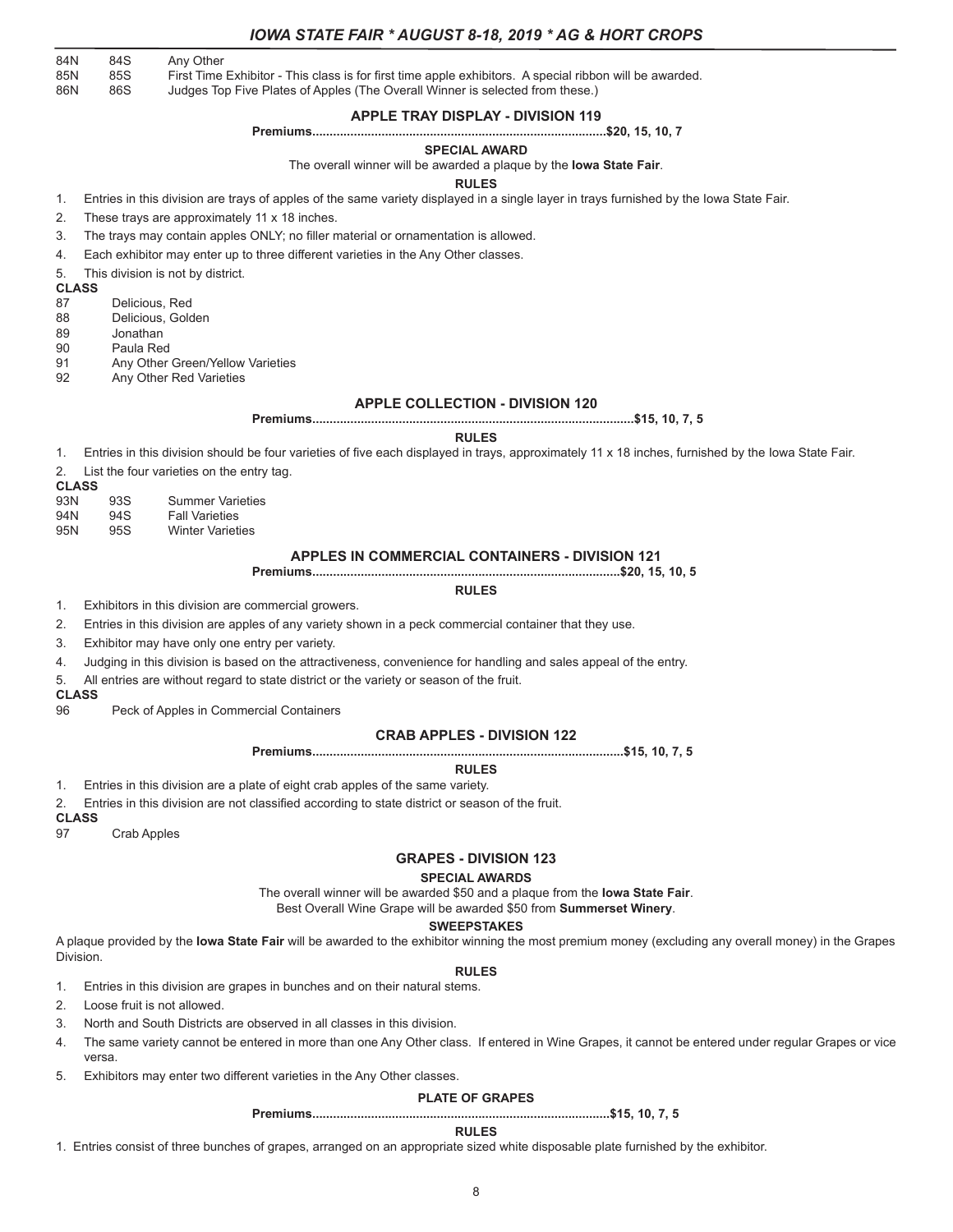| | | |
|---|---|---|
| 84N | 84S | Any Other |
| 85N | 85S | First Time Exhibitor - This class is for first time apple exhibitors. A special ribbon will be awarded. |
| 86N | 86S | Judges Top Five Plates of Apples (The Overall Winner is selected from these.) |

## APPLE TRAY DISPLAY - DIVISION 119

**Premiums....................................................................................$20, 15, 10, 7**

**SPECIAL AWARD**

The overall winner will be awarded a plaque by the **Iowa State Fair**.

**RULES**

1. Entries in this division are trays of apples of the same variety displayed in a single layer in trays furnished by the Iowa State Fair.
2. These trays are approximately 11 x 18 inches.
3. The trays may contain apples ONLY; no filler material or ornamentation is allowed.
4. Each exhibitor may enter up to three different varieties in the Any Other classes.
5. This division is not by district.

**CLASS**

| | |
|---|---|
| 87 | Delicious, Red |
| 88 | Delicious, Golden |
| 89 | Jonathan |
| 90 | Paula Red |
| 91 | Any Other Green/Yellow Varieties |
| 92 | Any Other Red Varieties |

## APPLE COLLECTION - DIVISION 120

**Premiums............................................................................................$15, 10, 7, 5**

**RULES**

1. Entries in this division should be four varieties of five each displayed in trays, approximately 11 x 18 inches, furnished by the Iowa State Fair.
2. List the four varieties on the entry tag.

**CLASS**

| | | |
|---|---|---|
| 93N | 93S | Summer Varieties |
| 94N | 94S | Fall Varieties |
| 95N | 95S | Winter Varieties |

## APPLES IN COMMERCIAL CONTAINERS - DIVISION 121

**Premiums.......................................................................................$20, 15, 10, 5**

**RULES**

1. Exhibitors in this division are commercial growers.
2. Entries in this division are apples of any variety shown in a peck commercial container that they use.
3. Exhibitor may have only one entry per variety.
4. Judging in this division is based on the attractiveness, convenience for handling and sales appeal of the entry.
5. All entries are without regard to state district or the variety or season of the fruit.

**CLASS**

96 Peck of Apples in Commercial Containers

## CRAB APPLES - DIVISION 122

**Premiums........................................................................................$15, 10, 7, 5**

**RULES**

1. Entries in this division are a plate of eight crab apples of the same variety.
2. Entries in this division are not classified according to state district or season of the fruit.

**CLASS**

97 Crab Apples

## GRAPES - DIVISION 123

**SPECIAL AWARDS**

The overall winner will be awarded $50 and a plaque from the **Iowa State Fair**.

Best Overall Wine Grape will be awarded $50 from **Summerset Winery**.

**SWEEPSTAKES**

A plaque provided by the **Iowa State Fair** will be awarded to the exhibitor winning the most premium money (excluding any overall money) in the Grapes Division.

**RULES**

1. Entries in this division are grapes in bunches and on their natural stems.
2. Loose fruit is not allowed.
3. North and South Districts are observed in all classes in this division.
4. The same variety cannot be entered in more than one Any Other class. If entered in Wine Grapes, it cannot be entered under regular Grapes or vice versa.
5. Exhibitors may enter two different varieties in the Any Other classes.

### PLATE OF GRAPES

**Premiums....................................................................................$15, 10, 7, 5**

**RULES**

1. Entries consist of three bunches of grapes, arranged on an appropriate sized white disposable plate furnished by the exhibitor.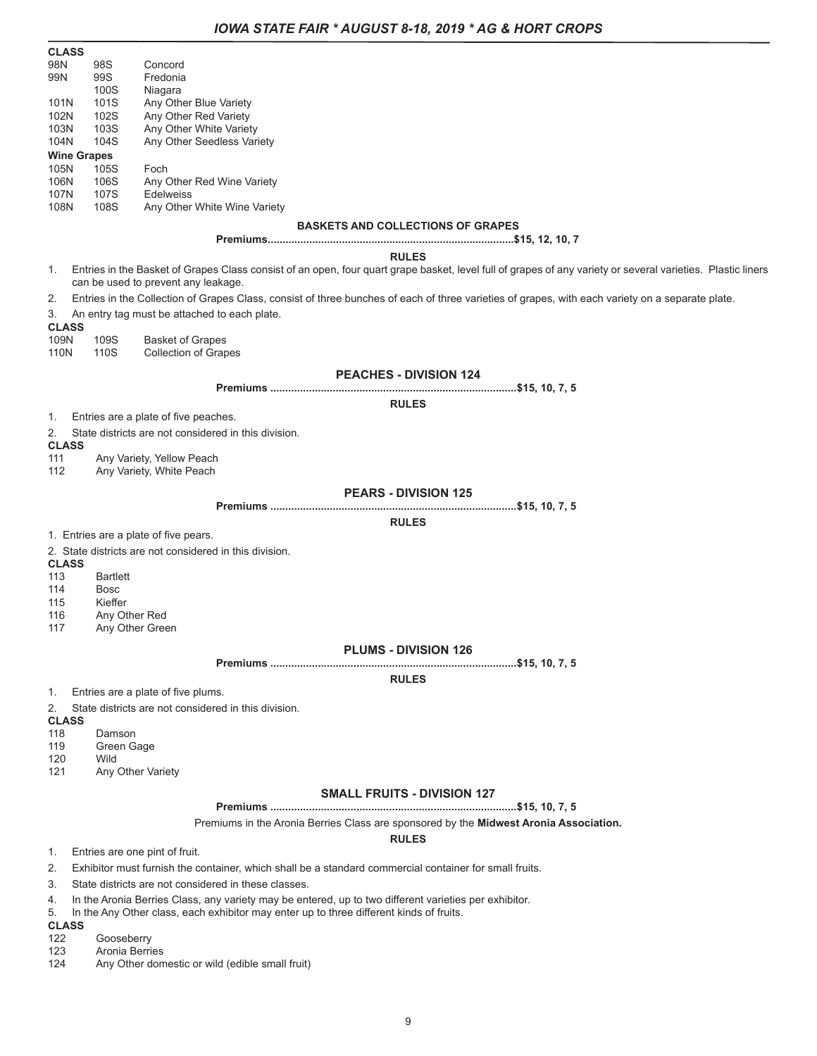**CLASS**

| | | |
|---|---|---|
| 98N | 98S | Concord |
| 99N | 99S | Fredonia |
| | 100S | Niagara |
| 101N | 101S | Any Other Blue Variety |
| 102N | 102S | Any Other Red Variety |
| 103N | 103S | Any Other White Variety |
| 104N | 104S | Any Other Seedless Variety |
| **Wine Grapes** | | |
| 105N | 105S | Foch |
| 106N | 106S | Any Other Red Wine Variety |
| 107N | 107S | Edelweiss |
| 108N | 108S | Any Other White Wine Variety |

### BASKETS AND COLLECTIONS OF GRAPES

**Premiums...................................................................................$15, 12, 10, 7**

**RULES**

1. Entries in the Basket of Grapes Class consist of an open, four quart grape basket, level full of grapes of any variety or several varieties. Plastic liners can be used to prevent any leakage.
2. Entries in the Collection of Grapes Class, consist of three bunches of each of three varieties of grapes, with each variety on a separate plate.
3. An entry tag must be attached to each plate.

**CLASS**

| | | |
|---|---|---|
| 109N | 109S | Basket of Grapes |
| 110N | 110S | Collection of Grapes |

### PEACHES - DIVISION 124

**Premiums ..................................................................................$15, 10, 7, 5**

**RULES**

1. Entries are a plate of five peaches.
2. State districts are not considered in this division.

**CLASS**

111 Any Variety, Yellow Peach
112 Any Variety, White Peach

### PEARS - DIVISION 125

**Premiums ..................................................................................$15, 10, 7, 5**

**RULES**

1. Entries are a plate of five pears.
2. State districts are not considered in this division.

**CLASS**

113 Bartlett
114 Bosc
115 Kieffer
116 Any Other Red
117 Any Other Green

### PLUMS - DIVISION 126

**Premiums ..................................................................................$15, 10, 7, 5**

**RULES**

1. Entries are a plate of five plums.
2. State districts are not considered in this division.

**CLASS**

118 Damson
119 Green Gage
120 Wild
121 Any Other Variety

### SMALL FRUITS - DIVISION 127

**Premiums ..................................................................................$15, 10, 7, 5**

Premiums in the Aronia Berries Class are sponsored by the **Midwest Aronia Association.**

**RULES**

1. Entries are one pint of fruit.
2. Exhibitor must furnish the container, which shall be a standard commercial container for small fruits.
3. State districts are not considered in these classes.
4. In the Aronia Berries Class, any variety may be entered, up to two different varieties per exhibitor.
5. In the Any Other class, each exhibitor may enter up to three different kinds of fruits.

**CLASS**

122 Gooseberry
123 Aronia Berries
124 Any Other domestic or wild (edible small fruit)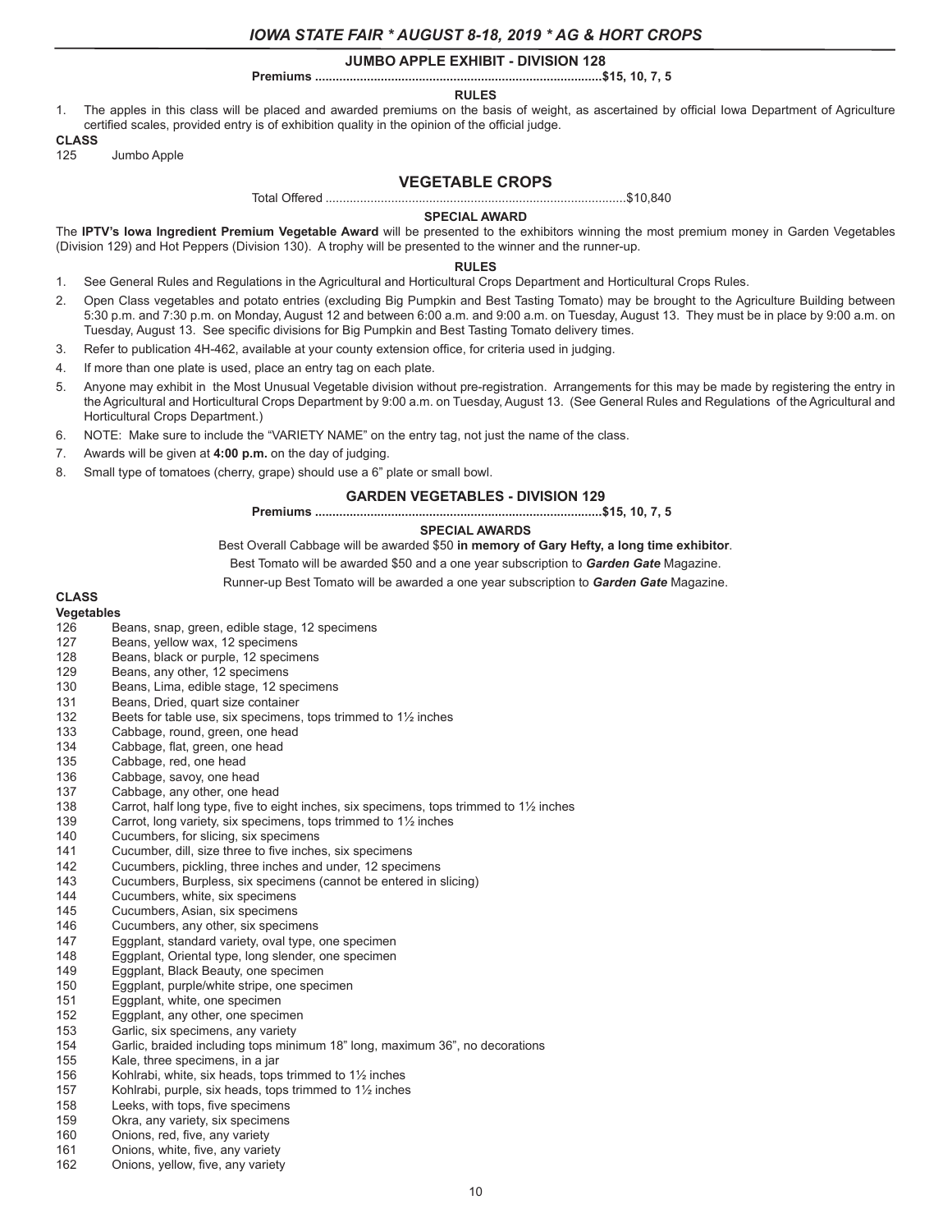## JUMBO APPLE EXHIBIT - DIVISION 128

**Premiums ..................................................................................$15, 10, 7, 5**

**RULES**

1. The apples in this class will be placed and awarded premiums on the basis of weight, as ascertained by official Iowa Department of Agriculture certified scales, provided entry is of exhibition quality in the opinion of the official judge.

**CLASS**

125 Jumbo Apple

## VEGETABLE CROPS

Total Offered ......................................................................................$10,840

**SPECIAL AWARD**

The **IPTV's Iowa Ingredient Premium Vegetable Award** will be presented to the exhibitors winning the most premium money in Garden Vegetables (Division 129) and Hot Peppers (Division 130). A trophy will be presented to the winner and the runner-up.

**RULES**

1. See General Rules and Regulations in the Agricultural and Horticultural Crops Department and Horticultural Crops Rules.
2. Open Class vegetables and potato entries (excluding Big Pumpkin and Best Tasting Tomato) may be brought to the Agriculture Building between 5:30 p.m. and 7:30 p.m. on Monday, August 12 and between 6:00 a.m. and 9:00 a.m. on Tuesday, August 13. They must be in place by 9:00 a.m. on Tuesday, August 13. See specific divisions for Big Pumpkin and Best Tasting Tomato delivery times.
3. Refer to publication 4H-462, available at your county extension office, for criteria used in judging.
4. If more than one plate is used, place an entry tag on each plate.
5. Anyone may exhibit in the Most Unusual Vegetable division without pre-registration. Arrangements for this may be made by registering the entry in the Agricultural and Horticultural Crops Department by 9:00 a.m. on Tuesday, August 13. (See General Rules and Regulations of the Agricultural and Horticultural Crops Department.)
6. NOTE: Make sure to include the "VARIETY NAME" on the entry tag, not just the name of the class.
7. Awards will be given at **4:00 p.m.** on the day of judging.
8. Small type of tomatoes (cherry, grape) should use a 6" plate or small bowl.

## GARDEN VEGETABLES - DIVISION 129

**Premiums ..................................................................................$15, 10, 7, 5**

**SPECIAL AWARDS**

Best Overall Cabbage will be awarded $50 **in memory of Gary Hefty, a long time exhibitor**.

Best Tomato will be awarded $50 and a one year subscription to ***Garden Gate*** Magazine.

Runner-up Best Tomato will be awarded a one year subscription to ***Garden Gate*** Magazine.

**CLASS**

**Vegetables**

126 Beans, snap, green, edible stage, 12 specimens
127 Beans, yellow wax, 12 specimens
128 Beans, black or purple, 12 specimens
129 Beans, any other, 12 specimens
130 Beans, Lima, edible stage, 12 specimens
131 Beans, Dried, quart size container
132 Beets for table use, six specimens, tops trimmed to 1½ inches
133 Cabbage, round, green, one head
134 Cabbage, flat, green, one head
135 Cabbage, red, one head
136 Cabbage, savoy, one head
137 Cabbage, any other, one head
138 Carrot, half long type, five to eight inches, six specimens, tops trimmed to 1½ inches
139 Carrot, long variety, six specimens, tops trimmed to 1½ inches
140 Cucumbers, for slicing, six specimens
141 Cucumber, dill, size three to five inches, six specimens
142 Cucumbers, pickling, three inches and under, 12 specimens
143 Cucumbers, Burpless, six specimens (cannot be entered in slicing)
144 Cucumbers, white, six specimens
145 Cucumbers, Asian, six specimens
146 Cucumbers, any other, six specimens
147 Eggplant, standard variety, oval type, one specimen
148 Eggplant, Oriental type, long slender, one specimen
149 Eggplant, Black Beauty, one specimen
150 Eggplant, purple/white stripe, one specimen
151 Eggplant, white, one specimen
152 Eggplant, any other, one specimen
153 Garlic, six specimens, any variety
154 Garlic, braided including tops minimum 18" long, maximum 36", no decorations
155 Kale, three specimens, in a jar
156 Kohlrabi, white, six heads, tops trimmed to 1½ inches
157 Kohlrabi, purple, six heads, tops trimmed to 1½ inches
158 Leeks, with tops, five specimens
159 Okra, any variety, six specimens
160 Onions, red, five, any variety
161 Onions, white, five, any variety
162 Onions, yellow, five, any variety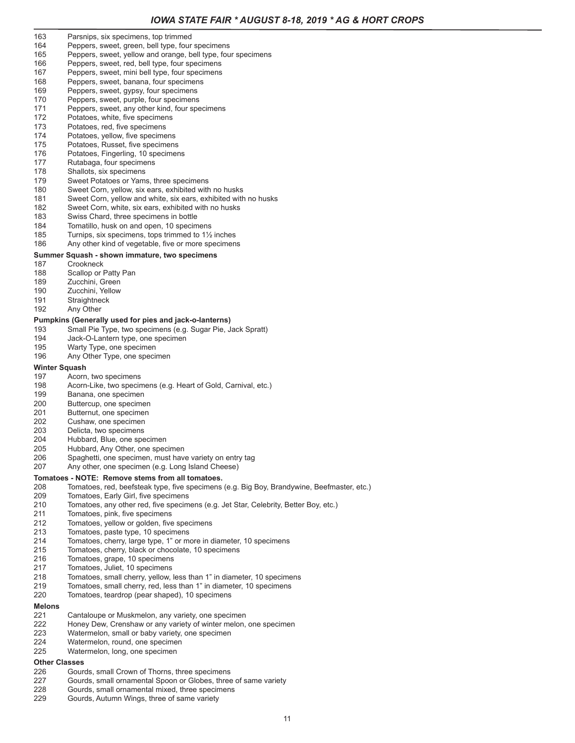163 Parsnips, six specimens, top trimmed
164 Peppers, sweet, green, bell type, four specimens
165 Peppers, sweet, yellow and orange, bell type, four specimens
166 Peppers, sweet, red, bell type, four specimens
167 Peppers, sweet, mini bell type, four specimens
168 Peppers, sweet, banana, four specimens
169 Peppers, sweet, gypsy, four specimens
170 Peppers, sweet, purple, four specimens
171 Peppers, sweet, any other kind, four specimens
172 Potatoes, white, five specimens
173 Potatoes, red, five specimens
174 Potatoes, yellow, five specimens
175 Potatoes, Russet, five specimens
176 Potatoes, Fingerling, 10 specimens
177 Rutabaga, four specimens
178 Shallots, six specimens
179 Sweet Potatoes or Yams, three specimens
180 Sweet Corn, yellow, six ears, exhibited with no husks
181 Sweet Corn, yellow and white, six ears, exhibited with no husks
182 Sweet Corn, white, six ears, exhibited with no husks
183 Swiss Chard, three specimens in bottle
184 Tomatillo, husk on and open, 10 specimens
185 Turnips, six specimens, tops trimmed to 1½ inches
186 Any other kind of vegetable, five or more specimens

**Summer Squash - shown immature, two specimens**

187 Crookneck
188 Scallop or Patty Pan
189 Zucchini, Green
190 Zucchini, Yellow
191 Straightneck
192 Any Other

**Pumpkins (Generally used for pies and jack-o-lanterns)**

193 Small Pie Type, two specimens (e.g. Sugar Pie, Jack Spratt)
194 Jack-O-Lantern type, one specimen
195 Warty Type, one specimen
196 Any Other Type, one specimen

**Winter Squash**

197 Acorn, two specimens
198 Acorn-Like, two specimens (e.g. Heart of Gold, Carnival, etc.)
199 Banana, one specimen
200 Buttercup, one specimen
201 Butternut, one specimen
202 Cushaw, one specimen
203 Delicta, two specimens
204 Hubbard, Blue, one specimen
205 Hubbard, Any Other, one specimen
206 Spaghetti, one specimen, must have variety on entry tag
207 Any other, one specimen (e.g. Long Island Cheese)

**Tomatoes - NOTE: Remove stems from all tomatoes.**

208 Tomatoes, red, beefsteak type, five specimens (e.g. Big Boy, Brandywine, Beefmaster, etc.)
209 Tomatoes, Early Girl, five specimens
210 Tomatoes, any other red, five specimens (e.g. Jet Star, Celebrity, Better Boy, etc.)
211 Tomatoes, pink, five specimens
212 Tomatoes, yellow or golden, five specimens
213 Tomatoes, paste type, 10 specimens
214 Tomatoes, cherry, large type, 1" or more in diameter, 10 specimens
215 Tomatoes, cherry, black or chocolate, 10 specimens
216 Tomatoes, grape, 10 specimens
217 Tomatoes, Juliet, 10 specimens
218 Tomatoes, small cherry, yellow, less than 1" in diameter, 10 specimens
219 Tomatoes, small cherry, red, less than 1" in diameter, 10 specimens
220 Tomatoes, teardrop (pear shaped), 10 specimens

**Melons**

221 Cantaloupe or Muskmelon, any variety, one specimen
222 Honey Dew, Crenshaw or any variety of winter melon, one specimen
223 Watermelon, small or baby variety, one specimen
224 Watermelon, round, one specimen
225 Watermelon, long, one specimen

**Other Classes**

226 Gourds, small Crown of Thorns, three specimens
227 Gourds, small ornamental Spoon or Globes, three of same variety
228 Gourds, small ornamental mixed, three specimens
229 Gourds, Autumn Wings, three of same variety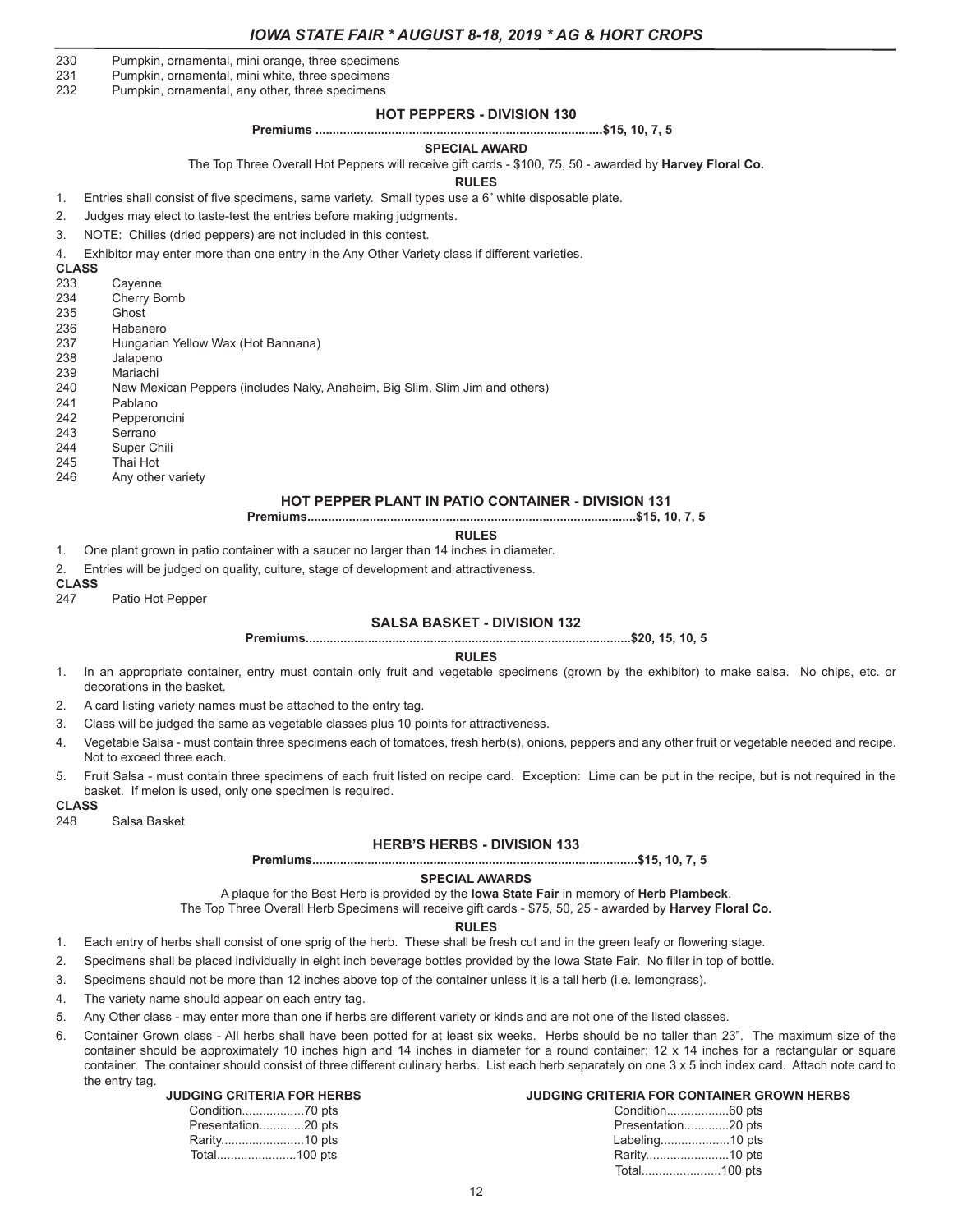230 Pumpkin, ornamental, mini orange, three specimens
231 Pumpkin, ornamental, mini white, three specimens
232 Pumpkin, ornamental, any other, three specimens

## HOT PEPPERS - DIVISION 130

**Premiums ..................................................................................$15, 10, 7, 5**

**SPECIAL AWARD**

The Top Three Overall Hot Peppers will receive gift cards - $100, 75, 50 - awarded by **Harvey Floral Co.**

**RULES**

1. Entries shall consist of five specimens, same variety. Small types use a 6" white disposable plate.
2. Judges may elect to taste-test the entries before making judgments.
3. NOTE: Chilies (dried peppers) are not included in this contest.
4. Exhibitor may enter more than one entry in the Any Other Variety class if different varieties.

**CLASS**

233 Cayenne
234 Cherry Bomb
235 Ghost
236 Habanero
237 Hungarian Yellow Wax (Hot Bannana)
238 Jalapeno
239 Mariachi
240 New Mexican Peppers (includes Naky, Anaheim, Big Slim, Slim Jim and others)
241 Pablano
242 Pepperoncini
243 Serrano
244 Super Chili
245 Thai Hot
246 Any other variety

## HOT PEPPER PLANT IN PATIO CONTAINER - DIVISION 131

**Premiums.............................................................................................$15, 10, 7, 5**

**RULES**

1. One plant grown in patio container with a saucer no larger than 14 inches in diameter.
2. Entries will be judged on quality, culture, stage of development and attractiveness.

**CLASS**

247 Patio Hot Pepper

## SALSA BASKET - DIVISION 132

**Premiums............................................................................................$20, 15, 10, 5**

**RULES**

1. In an appropriate container, entry must contain only fruit and vegetable specimens (grown by the exhibitor) to make salsa. No chips, etc. or decorations in the basket.
2. A card listing variety names must be attached to the entry tag.
3. Class will be judged the same as vegetable classes plus 10 points for attractiveness.
4. Vegetable Salsa - must contain three specimens each of tomatoes, fresh herb(s), onions, peppers and any other fruit or vegetable needed and recipe. Not to exceed three each.
5. Fruit Salsa - must contain three specimens of each fruit listed on recipe card. Exception: Lime can be put in the recipe, but is not required in the basket. If melon is used, only one specimen is required.

**CLASS**

248 Salsa Basket

## HERB'S HERBS - DIVISION 133

**Premiums.............................................................................................$15, 10, 7, 5**

**SPECIAL AWARDS**

A plaque for the Best Herb is provided by the **Iowa State Fair** in memory of **Herb Plambeck**.

The Top Three Overall Herb Specimens will receive gift cards - $75, 50, 25 - awarded by **Harvey Floral Co.**

**RULES**

1. Each entry of herbs shall consist of one sprig of the herb. These shall be fresh cut and in the green leafy or flowering stage.
2. Specimens shall be placed individually in eight inch beverage bottles provided by the Iowa State Fair. No filler in top of bottle.
3. Specimens should not be more than 12 inches above top of the container unless it is a tall herb (i.e. lemongrass).
4. The variety name should appear on each entry tag.
5. Any Other class - may enter more than one if herbs are different variety or kinds and are not one of the listed classes.
6. Container Grown class - All herbs shall have been potted for at least six weeks. Herbs should be no taller than 23". The maximum size of the container should be approximately 10 inches high and 14 inches in diameter for a round container; 12 x 14 inches for a rectangular or square container. The container should consist of three different culinary herbs. List each herb separately on one 3 x 5 inch index card. Attach note card to the entry tag.

**JUDGING CRITERIA FOR HERBS**

| Criteria | Points |
|---|---|
| Condition | 70 pts |
| Presentation | 20 pts |
| Rarity | 10 pts |
| Total | 100 pts |

**JUDGING CRITERIA FOR CONTAINER GROWN HERBS**

| Criteria | Points |
|---|---|
| Condition | 60 pts |
| Presentation | 20 pts |
| Labeling | 10 pts |
| Rarity | 10 pts |
| Total | 100 pts |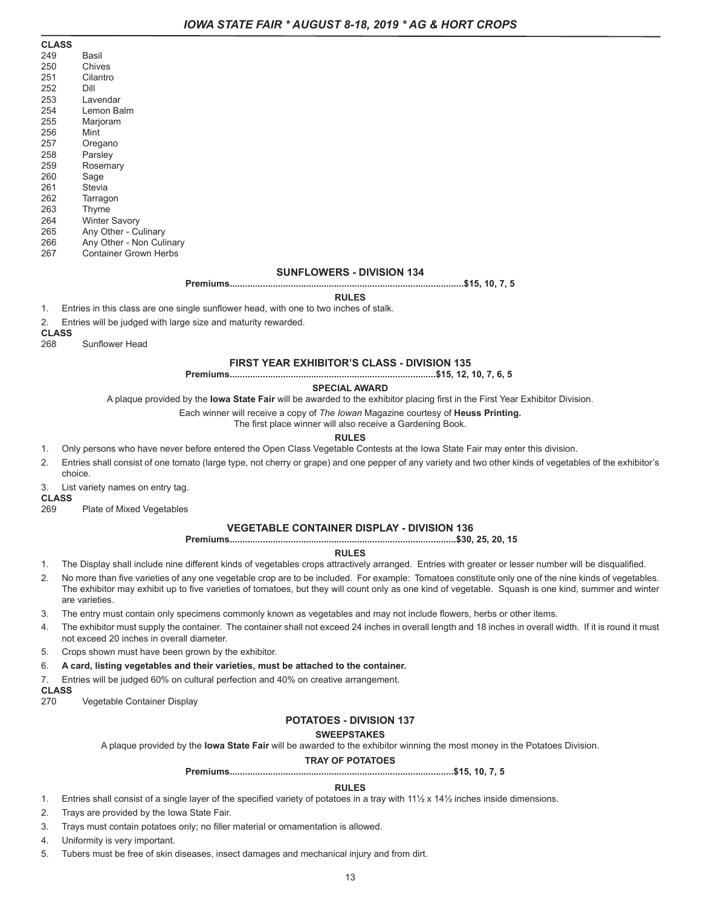**CLASS**

| | |
|---|---|
| 249 | Basil |
| 250 | Chives |
| 251 | Cilantro |
| 252 | Dill |
| 253 | Lavendar |
| 254 | Lemon Balm |
| 255 | Marjoram |
| 256 | Mint |
| 257 | Oregano |
| 258 | Parsley |
| 259 | Rosemary |
| 260 | Sage |
| 261 | Stevia |
| 262 | Tarragon |
| 263 | Thyme |
| 264 | Winter Savory |
| 265 | Any Other - Culinary |
| 266 | Any Other - Non Culinary |
| 267 | Container Grown Herbs |

## SUNFLOWERS - DIVISION 134

**Premiums..........................................................................................$15, 10, 7, 5**

**RULES**

1. Entries in this class are one single sunflower head, with one to two inches of stalk.
2. Entries will be judged with large size and maturity rewarded.

**CLASS**

268 Sunflower Head

## FIRST YEAR EXHIBITOR'S CLASS - DIVISION 135

**Premiums...............................................................................$15, 12, 10, 7, 6, 5**

**SPECIAL AWARD**

A plaque provided by the **Iowa State Fair** will be awarded to the exhibitor placing first in the First Year Exhibitor Division.

Each winner will receive a copy of *The Iowan* Magazine courtesy of **Heuss Printing.**

The first place winner will also receive a Gardening Book.

**RULES**

1. Only persons who have never before entered the Open Class Vegetable Contests at the Iowa State Fair may enter this division.
2. Entries shall consist of one tomato (large type, not cherry or grape) and one pepper of any variety and two other kinds of vegetables of the exhibitor's choice.
3. List variety names on entry tag.

**CLASS**

269 Plate of Mixed Vegetables

## VEGETABLE CONTAINER DISPLAY - DIVISION 136

**Premiums.......................................................................................$30, 25, 20, 15**

**RULES**

1. The Display shall include nine different kinds of vegetables crops attractively arranged. Entries with greater or lesser number will be disqualified.
2. No more than five varieties of any one vegetable crop are to be included. For example: Tomatoes constitute only one of the nine kinds of vegetables. The exhibitor may exhibit up to five varieties of tomatoes, but they will count only as one kind of vegetable. Squash is one kind, summer and winter are varieties.
3. The entry must contain only specimens commonly known as vegetables and may not include flowers, herbs or other items.
4. The exhibitor must supply the container. The container shall not exceed 24 inches in overall length and 18 inches in overall width. If it is round it must not exceed 20 inches in overall diameter.
5. Crops shown must have been grown by the exhibitor.
6. **A card, listing vegetables and their varieties, must be attached to the container.**
7. Entries will be judged 60% on cultural perfection and 40% on creative arrangement.

**CLASS**

270 Vegetable Container Display

## POTATOES - DIVISION 137

**SWEEPSTAKES**

A plaque provided by the **Iowa State Fair** will be awarded to the exhibitor winning the most money in the Potatoes Division.

**TRAY OF POTATOES**

**Premiums.....................................................................................$15, 10, 7, 5**

**RULES**

1. Entries shall consist of a single layer of the specified variety of potatoes in a tray with 11½ x 14½ inches inside dimensions.
2. Trays are provided by the Iowa State Fair.
3. Trays must contain potatoes only; no filler material or ornamentation is allowed.
4. Uniformity is very important.
5. Tubers must be free of skin diseases, insect damages and mechanical injury and from dirt.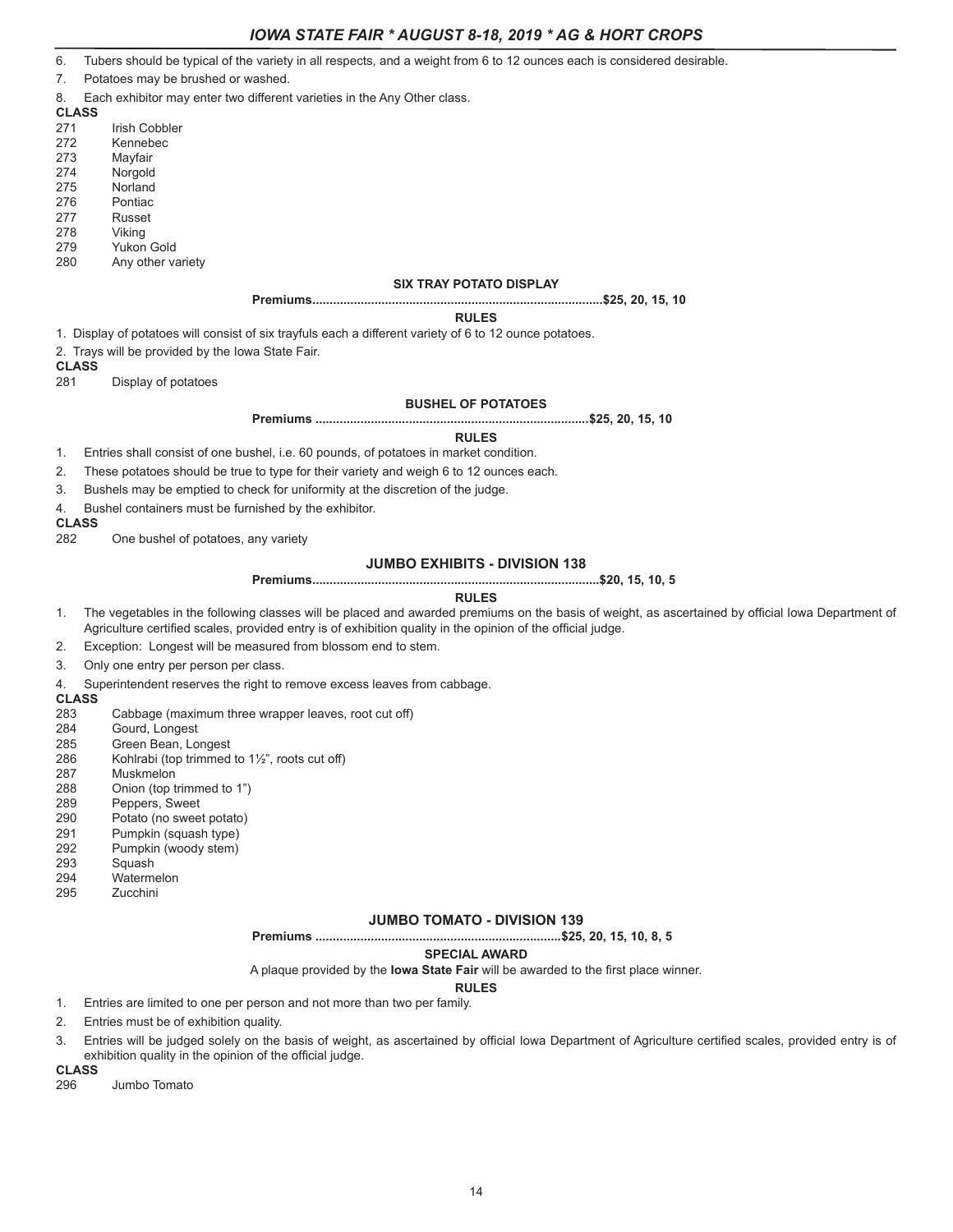6. Tubers should be typical of the variety in all respects, and a weight from 6 to 12 ounces each is considered desirable.
7. Potatoes may be brushed or washed.
8. Each exhibitor may enter two different varieties in the Any Other class.

**CLASS**

- 271 Irish Cobbler
- 272 Kennebec
- 273 Mayfair
- 274 Norgold
- 275 Norland
- 276 Pontiac
- 277 Russet
- 278 Viking
- 279 Yukon Gold
- 280 Any other variety

### SIX TRAY POTATO DISPLAY

**Premiums..................................................................................$25, 20, 15, 10**

**RULES**

1. Display of potatoes will consist of six trayfuls each a different variety of 6 to 12 ounce potatoes.
2. Trays will be provided by the Iowa State Fair.

**CLASS**

- 281 Display of potatoes

### BUSHEL OF POTATOES

**Premiums .............................................................................$25, 20, 15, 10**

**RULES**

1. Entries shall consist of one bushel, i.e. 60 pounds, of potatoes in market condition.
2. These potatoes should be true to type for their variety and weigh 6 to 12 ounces each.
3. Bushels may be emptied to check for uniformity at the discretion of the judge.
4. Bushel containers must be furnished by the exhibitor.

**CLASS**

- 282 One bushel of potatoes, any variety

## JUMBO EXHIBITS - DIVISION 138

**Premiums..................................................................................$20, 15, 10, 5**

**RULES**

1. The vegetables in the following classes will be placed and awarded premiums on the basis of weight, as ascertained by official Iowa Department of Agriculture certified scales, provided entry is of exhibition quality in the opinion of the official judge.
2. Exception: Longest will be measured from blossom end to stem.
3. Only one entry per person per class.
4. Superintendent reserves the right to remove excess leaves from cabbage.

**CLASS**

- 283 Cabbage (maximum three wrapper leaves, root cut off)
- 284 Gourd, Longest
- 285 Green Bean, Longest
- 286 Kohlrabi (top trimmed to 1½", roots cut off)
- 287 Muskmelon
- 288 Onion (top trimmed to 1")
- 289 Peppers, Sweet
- 290 Potato (no sweet potato)
- 291 Pumpkin (squash type)
- 292 Pumpkin (woody stem)
- 293 Squash
- 294 Watermelon
- 295 Zucchini

## JUMBO TOMATO - DIVISION 139

**Premiums .....................................................................$25, 20, 15, 10, 8, 5**

**SPECIAL AWARD**

A plaque provided by the **Iowa State Fair** will be awarded to the first place winner.

**RULES**

1. Entries are limited to one per person and not more than two per family.
2. Entries must be of exhibition quality.
3. Entries will be judged solely on the basis of weight, as ascertained by official Iowa Department of Agriculture certified scales, provided entry is of exhibition quality in the opinion of the official judge.

**CLASS**

- 296 Jumbo Tomato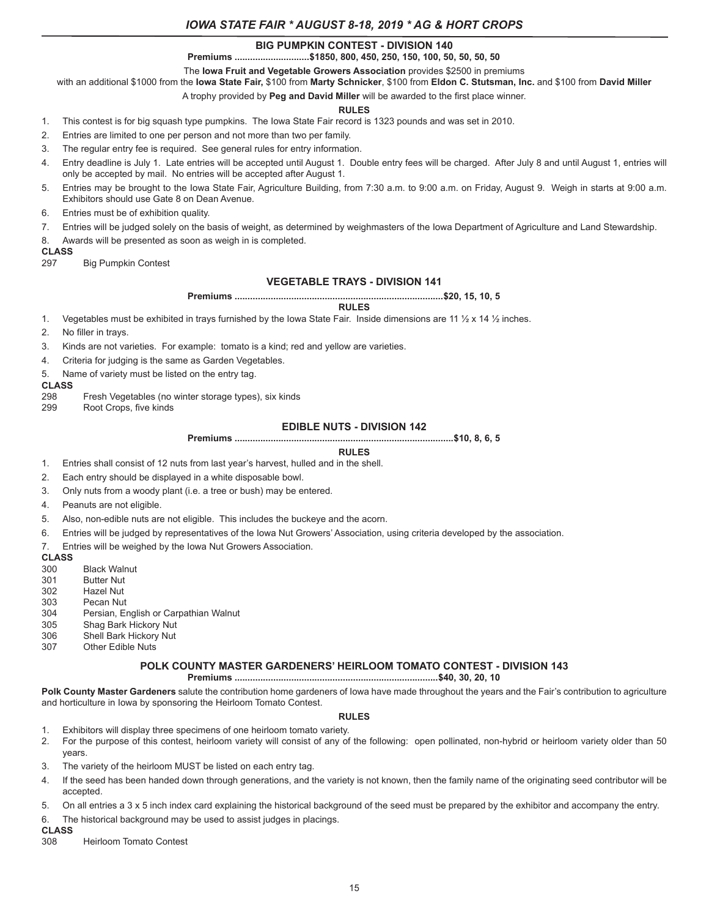## BIG PUMPKIN CONTEST - DIVISION 140

**Premiums ............................$1850, 800, 450, 250, 150, 100, 50, 50, 50, 50**

The **Iowa Fruit and Vegetable Growers Association** provides $2500 in premiums with an additional $1000 from the **Iowa State Fair,** $100 from **Marty Schnicker**, $100 from **Eldon C. Stutsman, Inc.** and $100 from **David Miller**

A trophy provided by **Peg and David Miller** will be awarded to the first place winner.

**RULES**

1. This contest is for big squash type pumpkins. The Iowa State Fair record is 1323 pounds and was set in 2010.
2. Entries are limited to one per person and not more than two per family.
3. The regular entry fee is required. See general rules for entry information.
4. Entry deadline is July 1. Late entries will be accepted until August 1. Double entry fees will be charged. After July 8 and until August 1, entries will only be accepted by mail. No entries will be accepted after August 1.
5. Entries may be brought to the Iowa State Fair, Agriculture Building, from 7:30 a.m. to 9:00 a.m. on Friday, August 9. Weigh in starts at 9:00 a.m. Exhibitors should use Gate 8 on Dean Avenue.
6. Entries must be of exhibition quality.
7. Entries will be judged solely on the basis of weight, as determined by weighmasters of the Iowa Department of Agriculture and Land Stewardship.
8. Awards will be presented as soon as weigh in is completed.

**CLASS**

297 Big Pumpkin Contest

## VEGETABLE TRAYS - DIVISION 141

**Premiums ...............................................................................$20, 15, 10, 5**

**RULES**

1. Vegetables must be exhibited in trays furnished by the Iowa State Fair. Inside dimensions are 11 ½ x 14 ½ inches.
2. No filler in trays.
3. Kinds are not varieties. For example: tomato is a kind; red and yellow are varieties.
4. Criteria for judging is the same as Garden Vegetables.
5. Name of variety must be listed on the entry tag.

**CLASS**

298 Fresh Vegetables (no winter storage types), six kinds
299 Root Crops, five kinds

## EDIBLE NUTS - DIVISION 142

**Premiums ...................................................................................$10, 8, 6, 5**

**RULES**

1. Entries shall consist of 12 nuts from last year's harvest, hulled and in the shell.
2. Each entry should be displayed in a white disposable bowl.
3. Only nuts from a woody plant (i.e. a tree or bush) may be entered.
4. Peanuts are not eligible.
5. Also, non-edible nuts are not eligible. This includes the buckeye and the acorn.
6. Entries will be judged by representatives of the Iowa Nut Growers' Association, using criteria developed by the association.
7. Entries will be weighed by the Iowa Nut Growers Association.

**CLASS**

300 Black Walnut
301 Butter Nut
302 Hazel Nut
303 Pecan Nut
304 Persian, English or Carpathian Walnut
305 Shag Bark Hickory Nut
306 Shell Bark Hickory Nut
307 Other Edible Nuts

## POLK COUNTY MASTER GARDENERS' HEIRLOOM TOMATO CONTEST - DIVISION 143

**Premiums .............................................................................$40, 30, 20, 10**

**Polk County Master Gardeners** salute the contribution home gardeners of Iowa have made throughout the years and the Fair's contribution to agriculture and horticulture in Iowa by sponsoring the Heirloom Tomato Contest.

**RULES**

1. Exhibitors will display three specimens of one heirloom tomato variety.
2. For the purpose of this contest, heirloom variety will consist of any of the following: open pollinated, non-hybrid or heirloom variety older than 50 years.
3. The variety of the heirloom MUST be listed on each entry tag.
4. If the seed has been handed down through generations, and the variety is not known, then the family name of the originating seed contributor will be accepted.
5. On all entries a 3 x 5 inch index card explaining the historical background of the seed must be prepared by the exhibitor and accompany the entry.
6. The historical background may be used to assist judges in placings.

**CLASS**

308 Heirloom Tomato Contest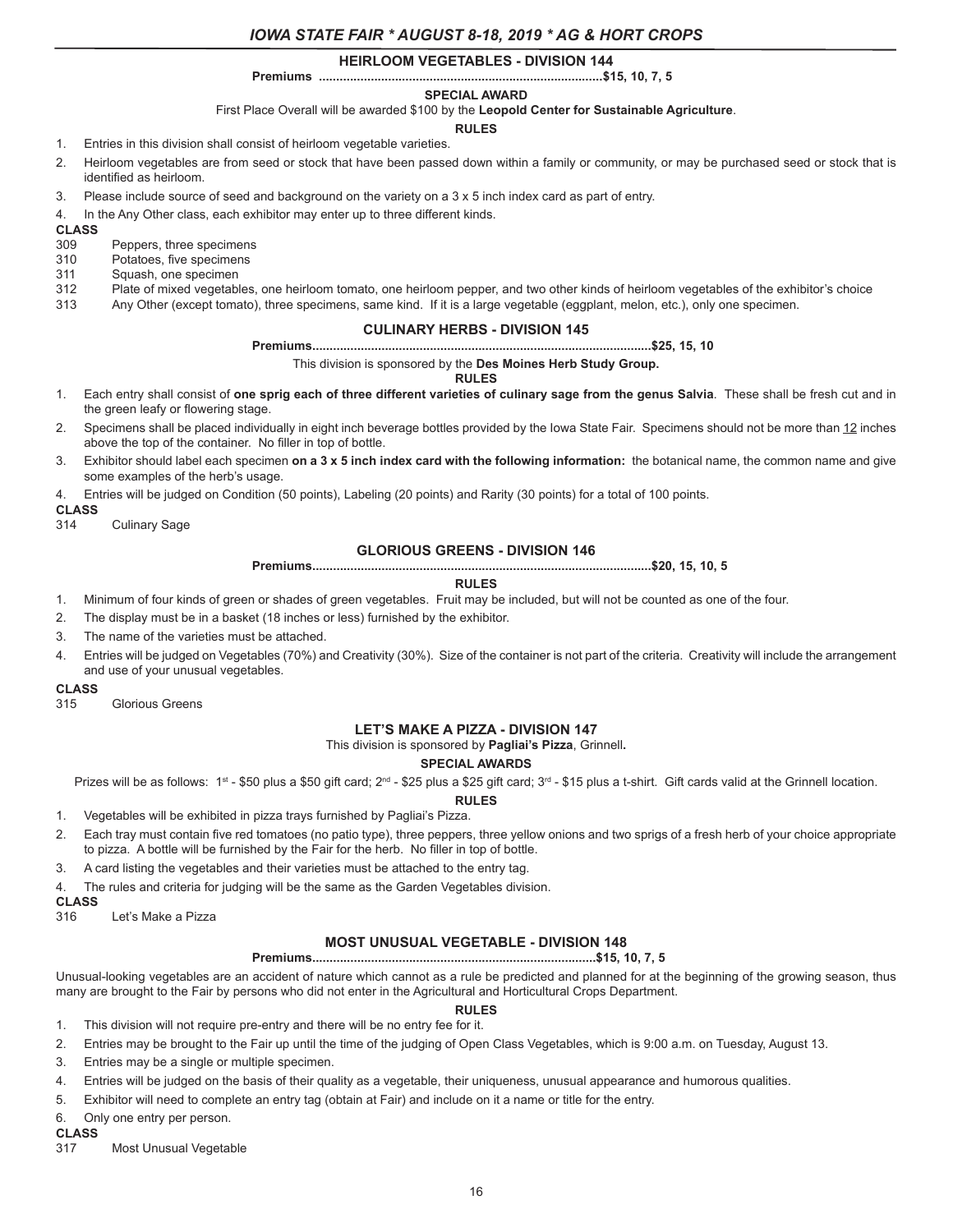## HEIRLOOM VEGETABLES - DIVISION 144

**Premiums ...................................................................................$15, 10, 7, 5**

**SPECIAL AWARD**

First Place Overall will be awarded $100 by the **Leopold Center for Sustainable Agriculture**.

**RULES**

1. Entries in this division shall consist of heirloom vegetable varieties.
2. Heirloom vegetables are from seed or stock that have been passed down within a family or community, or may be purchased seed or stock that is identified as heirloom.
3. Please include source of seed and background on the variety on a 3 x 5 inch index card as part of entry.
4. In the Any Other class, each exhibitor may enter up to three different kinds.

**CLASS**

309 Peppers, three specimens
310 Potatoes, five specimens
311 Squash, one specimen
312 Plate of mixed vegetables, one heirloom tomato, one heirloom pepper, and two other kinds of heirloom vegetables of the exhibitor's choice
313 Any Other (except tomato), three specimens, same kind. If it is a large vegetable (eggplant, melon, etc.), only one specimen.

## CULINARY HERBS - DIVISION 145

**Premiums...................................................................................................$25, 15, 10**

This division is sponsored by the **Des Moines Herb Study Group.**

**RULES**

1. Each entry shall consist of **one sprig each of three different varieties of culinary sage from the genus Salvia**. These shall be fresh cut and in the green leafy or flowering stage.
2. Specimens shall be placed individually in eight inch beverage bottles provided by the Iowa State Fair. Specimens should not be more than 12 inches above the top of the container. No filler in top of bottle.
3. Exhibitor should label each specimen **on a 3 x 5 inch index card with the following information:** the botanical name, the common name and give some examples of the herb's usage.
4. Entries will be judged on Condition (50 points), Labeling (20 points) and Rarity (30 points) for a total of 100 points.

**CLASS**

314 Culinary Sage

## GLORIOUS GREENS - DIVISION 146

**Premiums...................................................................................................$20, 15, 10, 5**

**RULES**

1. Minimum of four kinds of green or shades of green vegetables. Fruit may be included, but will not be counted as one of the four.
2. The display must be in a basket (18 inches or less) furnished by the exhibitor.
3. The name of the varieties must be attached.
4. Entries will be judged on Vegetables (70%) and Creativity (30%). Size of the container is not part of the criteria. Creativity will include the arrangement and use of your unusual vegetables.

**CLASS**

315 Glorious Greens

## LET'S MAKE A PIZZA - DIVISION 147

This division is sponsored by **Pagliai's Pizza**, Grinnell**.**

**SPECIAL AWARDS**

Prizes will be as follows: 1st - $50 plus a $50 gift card; 2nd - $25 plus a $25 gift card; 3rd - $15 plus a t-shirt. Gift cards valid at the Grinnell location.

**RULES**

1. Vegetables will be exhibited in pizza trays furnished by Pagliai's Pizza.
2. Each tray must contain five red tomatoes (no patio type), three peppers, three yellow onions and two sprigs of a fresh herb of your choice appropriate to pizza. A bottle will be furnished by the Fair for the herb. No filler in top of bottle.
3. A card listing the vegetables and their varieties must be attached to the entry tag.
4. The rules and criteria for judging will be the same as the Garden Vegetables division.

**CLASS**

316 Let's Make a Pizza

## MOST UNUSUAL VEGETABLE - DIVISION 148

**Premiums...................................................................................$15, 10, 7, 5**

Unusual-looking vegetables are an accident of nature which cannot as a rule be predicted and planned for at the beginning of the growing season, thus many are brought to the Fair by persons who did not enter in the Agricultural and Horticultural Crops Department.

**RULES**

1. This division will not require pre-entry and there will be no entry fee for it.
2. Entries may be brought to the Fair up until the time of the judging of Open Class Vegetables, which is 9:00 a.m. on Tuesday, August 13.
3. Entries may be a single or multiple specimen.
4. Entries will be judged on the basis of their quality as a vegetable, their uniqueness, unusual appearance and humorous qualities.
5. Exhibitor will need to complete an entry tag (obtain at Fair) and include on it a name or title for the entry.
6. Only one entry per person.

**CLASS**

317 Most Unusual Vegetable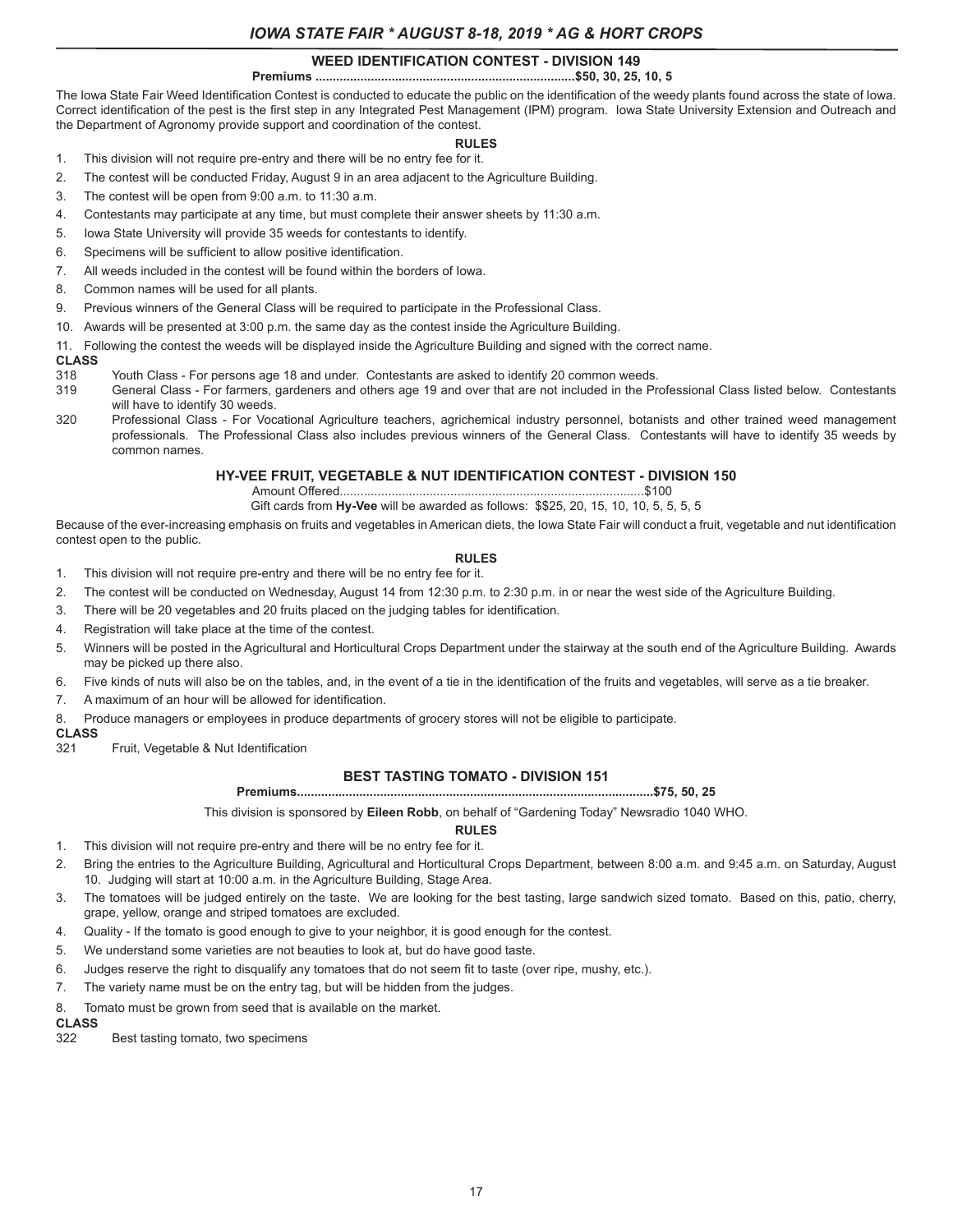## WEED IDENTIFICATION CONTEST - DIVISION 149

**Premiums ..........................................................................$50, 30, 25, 10, 5**

The Iowa State Fair Weed Identification Contest is conducted to educate the public on the identification of the weedy plants found across the state of Iowa. Correct identification of the pest is the first step in any Integrated Pest Management (IPM) program. Iowa State University Extension and Outreach and the Department of Agronomy provide support and coordination of the contest.

**RULES**

1. This division will not require pre-entry and there will be no entry fee for it.
2. The contest will be conducted Friday, August 9 in an area adjacent to the Agriculture Building.
3. The contest will be open from 9:00 a.m. to 11:30 a.m.
4. Contestants may participate at any time, but must complete their answer sheets by 11:30 a.m.
5. Iowa State University will provide 35 weeds for contestants to identify.
6. Specimens will be sufficient to allow positive identification.
7. All weeds included in the contest will be found within the borders of Iowa.
8. Common names will be used for all plants.
9. Previous winners of the General Class will be required to participate in the Professional Class.
10. Awards will be presented at 3:00 p.m. the same day as the contest inside the Agriculture Building.
11. Following the contest the weeds will be displayed inside the Agriculture Building and signed with the correct name.

**CLASS**

318 Youth Class - For persons age 18 and under. Contestants are asked to identify 20 common weeds.

319 General Class - For farmers, gardeners and others age 19 and over that are not included in the Professional Class listed below. Contestants will have to identify 30 weeds.

320 Professional Class - For Vocational Agriculture teachers, agrichemical industry personnel, botanists and other trained weed management professionals. The Professional Class also includes previous winners of the General Class. Contestants will have to identify 35 weeds by common names.

## HY-VEE FRUIT, VEGETABLE & NUT IDENTIFICATION CONTEST - DIVISION 150

Amount Offered.........................................................................................$100

Gift cards from **Hy-Vee** will be awarded as follows: $$25, 20, 15, 10, 10, 5, 5, 5, 5

Because of the ever-increasing emphasis on fruits and vegetables in American diets, the Iowa State Fair will conduct a fruit, vegetable and nut identification contest open to the public.

**RULES**

1. This division will not require pre-entry and there will be no entry fee for it.
2. The contest will be conducted on Wednesday, August 14 from 12:30 p.m. to 2:30 p.m. in or near the west side of the Agriculture Building.
3. There will be 20 vegetables and 20 fruits placed on the judging tables for identification.
4. Registration will take place at the time of the contest.
5. Winners will be posted in the Agricultural and Horticultural Crops Department under the stairway at the south end of the Agriculture Building. Awards may be picked up there also.
6. Five kinds of nuts will also be on the tables, and, in the event of a tie in the identification of the fruits and vegetables, will serve as a tie breaker.
7. A maximum of an hour will be allowed for identification.
8. Produce managers or employees in produce departments of grocery stores will not be eligible to participate.

**CLASS**

321 Fruit, Vegetable & Nut Identification

## BEST TASTING TOMATO - DIVISION 151

**Premiums.....................................................................................................$75, 50, 25**

This division is sponsored by **Eileen Robb**, on behalf of "Gardening Today" Newsradio 1040 WHO.

**RULES**

1. This division will not require pre-entry and there will be no entry fee for it.
2. Bring the entries to the Agriculture Building, Agricultural and Horticultural Crops Department, between 8:00 a.m. and 9:45 a.m. on Saturday, August 10. Judging will start at 10:00 a.m. in the Agriculture Building, Stage Area.
3. The tomatoes will be judged entirely on the taste. We are looking for the best tasting, large sandwich sized tomato. Based on this, patio, cherry, grape, yellow, orange and striped tomatoes are excluded.
4. Quality - If the tomato is good enough to give to your neighbor, it is good enough for the contest.
5. We understand some varieties are not beauties to look at, but do have good taste.
6. Judges reserve the right to disqualify any tomatoes that do not seem fit to taste (over ripe, mushy, etc.).
7. The variety name must be on the entry tag, but will be hidden from the judges.
8. Tomato must be grown from seed that is available on the market.

**CLASS**

322 Best tasting tomato, two specimens